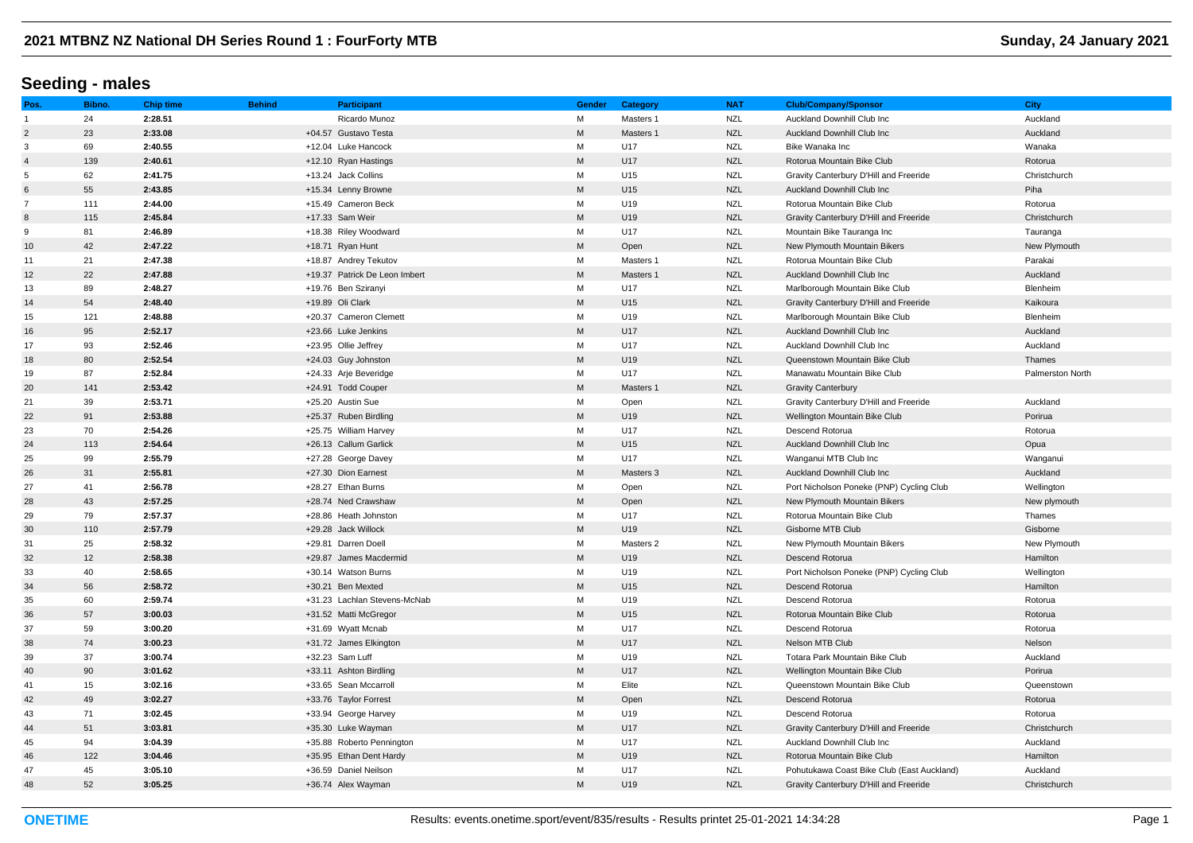# 2021 MTBNZ NZ National DH Series Round 1 : FourForty MTB

Sunday, 24 January 2021

## Seeding - males

| Pos. | Bibno. | Chip time | Behind | Participant | Gender | Category | NAT | Club/Company/Sponsor | City |
|---|---|---|---|---|---|---|---|---|---|
| 1 | 24 | **2:28.51** | | Ricardo Munoz | M | Masters 1 | NZL | Auckland Downhill Club Inc | Auckland |
| 2 | 23 | **2:33.08** | +04.57 | Gustavo Testa | M | Masters 1 | NZL | Auckland Downhill Club Inc | Auckland |
| 3 | 69 | **2:40.55** | +12.04 | Luke Hancock | M | U17 | NZL | Bike Wanaka Inc | Wanaka |
| 4 | 139 | **2:40.61** | +12.10 | Ryan Hastings | M | U17 | NZL | Rotorua Mountain Bike Club | Rotorua |
| 5 | 62 | **2:41.75** | +13.24 | Jack Collins | M | U15 | NZL | Gravity Canterbury D'Hill and Freeride | Christchurch |
| 6 | 55 | **2:43.85** | +15.34 | Lenny Browne | M | U15 | NZL | Auckland Downhill Club Inc | Piha |
| 7 | 111 | **2:44.00** | +15.49 | Cameron Beck | M | U19 | NZL | Rotorua Mountain Bike Club | Rotorua |
| 8 | 115 | **2:45.84** | +17.33 | Sam Weir | M | U19 | NZL | Gravity Canterbury D'Hill and Freeride | Christchurch |
| 9 | 81 | **2:46.89** | +18.38 | Riley Woodward | M | U17 | NZL | Mountain Bike Tauranga Inc | Tauranga |
| 10 | 42 | **2:47.22** | +18.71 | Ryan Hunt | M | Open | NZL | New Plymouth Mountain Bikers | New Plymouth |
| 11 | 21 | **2:47.38** | +18.87 | Andrey Tekutov | M | Masters 1 | NZL | Rotorua Mountain Bike Club | Parakai |
| 12 | 22 | **2:47.88** | +19.37 | Patrick De Leon Imbert | M | Masters 1 | NZL | Auckland Downhill Club Inc | Auckland |
| 13 | 89 | **2:48.27** | +19.76 | Ben Sziranyi | M | U17 | NZL | Marlborough Mountain Bike Club | Blenheim |
| 14 | 54 | **2:48.40** | +19.89 | Oli Clark | M | U15 | NZL | Gravity Canterbury D'Hill and Freeride | Kaikoura |
| 15 | 121 | **2:48.88** | +20.37 | Cameron Clemett | M | U19 | NZL | Marlborough Mountain Bike Club | Blenheim |
| 16 | 95 | **2:52.17** | +23.66 | Luke Jenkins | M | U17 | NZL | Auckland Downhill Club Inc | Auckland |
| 17 | 93 | **2:52.46** | +23.95 | Ollie Jeffrey | M | U17 | NZL | Auckland Downhill Club Inc | Auckland |
| 18 | 80 | **2:52.54** | +24.03 | Guy Johnston | M | U19 | NZL | Queenstown Mountain Bike Club | Thames |
| 19 | 87 | **2:52.84** | +24.33 | Arje Beveridge | M | U17 | NZL | Manawatu Mountain Bike Club | Palmerston North |
| 20 | 141 | **2:53.42** | +24.91 | Todd Couper | M | Masters 1 | NZL | Gravity Canterbury | |
| 21 | 39 | **2:53.71** | +25.20 | Austin Sue | M | Open | NZL | Gravity Canterbury D'Hill and Freeride | Auckland |
| 22 | 91 | **2:53.88** | +25.37 | Ruben Birdling | M | U19 | NZL | Wellington Mountain Bike Club | Porirua |
| 23 | 70 | **2:54.26** | +25.75 | William Harvey | M | U17 | NZL | Descend Rotorua | Rotorua |
| 24 | 113 | **2:54.64** | +26.13 | Callum Garlick | M | U15 | NZL | Auckland Downhill Club Inc | Opua |
| 25 | 99 | **2:55.79** | +27.28 | George Davey | M | U17 | NZL | Wanganui MTB Club Inc | Wanganui |
| 26 | 31 | **2:55.81** | +27.30 | Dion Earnest | M | Masters 3 | NZL | Auckland Downhill Club Inc | Auckland |
| 27 | 41 | **2:56.78** | +28.27 | Ethan Burns | M | Open | NZL | Port Nicholson Poneke (PNP) Cycling Club | Wellington |
| 28 | 43 | **2:57.25** | +28.74 | Ned Crawshaw | M | Open | NZL | New Plymouth Mountain Bikers | New plymouth |
| 29 | 79 | **2:57.37** | +28.86 | Heath Johnston | M | U17 | NZL | Rotorua Mountain Bike Club | Thames |
| 30 | 110 | **2:57.79** | +29.28 | Jack Willock | M | U19 | NZL | Gisborne MTB Club | Gisborne |
| 31 | 25 | **2:58.32** | +29.81 | Darren Doell | M | Masters 2 | NZL | New Plymouth Mountain Bikers | New Plymouth |
| 32 | 12 | **2:58.38** | +29.87 | James Macdermid | M | U19 | NZL | Descend Rotorua | Hamilton |
| 33 | 40 | **2:58.65** | +30.14 | Watson Burns | M | U19 | NZL | Port Nicholson Poneke (PNP) Cycling Club | Wellington |
| 34 | 56 | **2:58.72** | +30.21 | Ben Mexted | M | U15 | NZL | Descend Rotorua | Hamilton |
| 35 | 60 | **2:59.74** | +31.23 | Lachlan Stevens-McNab | M | U19 | NZL | Descend Rotorua | Rotorua |
| 36 | 57 | **3:00.03** | +31.52 | Matti McGregor | M | U15 | NZL | Rotorua Mountain Bike Club | Rotorua |
| 37 | 59 | **3:00.20** | +31.69 | Wyatt Mcnab | M | U17 | NZL | Descend Rotorua | Rotorua |
| 38 | 74 | **3:00.23** | +31.72 | James Elkington | M | U17 | NZL | Nelson MTB Club | Nelson |
| 39 | 37 | **3:00.74** | +32.23 | Sam Luff | M | U19 | NZL | Totara Park Mountain Bike Club | Auckland |
| 40 | 90 | **3:01.62** | +33.11 | Ashton Birdling | M | U17 | NZL | Wellington Mountain Bike Club | Porirua |
| 41 | 15 | **3:02.16** | +33.65 | Sean Mccarroll | M | Elite | NZL | Queenstown Mountain Bike Club | Queenstown |
| 42 | 49 | **3:02.27** | +33.76 | Taylor Forrest | M | Open | NZL | Descend Rotorua | Rotorua |
| 43 | 71 | **3:02.45** | +33.94 | George Harvey | M | U19 | NZL | Descend Rotorua | Rotorua |
| 44 | 51 | **3:03.81** | +35.30 | Luke Wayman | M | U17 | NZL | Gravity Canterbury D'Hill and Freeride | Christchurch |
| 45 | 94 | **3:04.39** | +35.88 | Roberto Pennington | M | U17 | NZL | Auckland Downhill Club Inc | Auckland |
| 46 | 122 | **3:04.46** | +35.95 | Ethan Dent Hardy | M | U19 | NZL | Rotorua Mountain Bike Club | Hamilton |
| 47 | 45 | **3:05.10** | +36.59 | Daniel Neilson | M | U17 | NZL | Pohutukawa Coast Bike Club (East Auckland) | Auckland |
| 48 | 52 | **3:05.25** | +36.74 | Alex Wayman | M | U19 | NZL | Gravity Canterbury D'Hill and Freeride | Christchurch |

ONETIME

Results: events.onetime.sport/event/835/results - Results printet 25-01-2021 14:34:28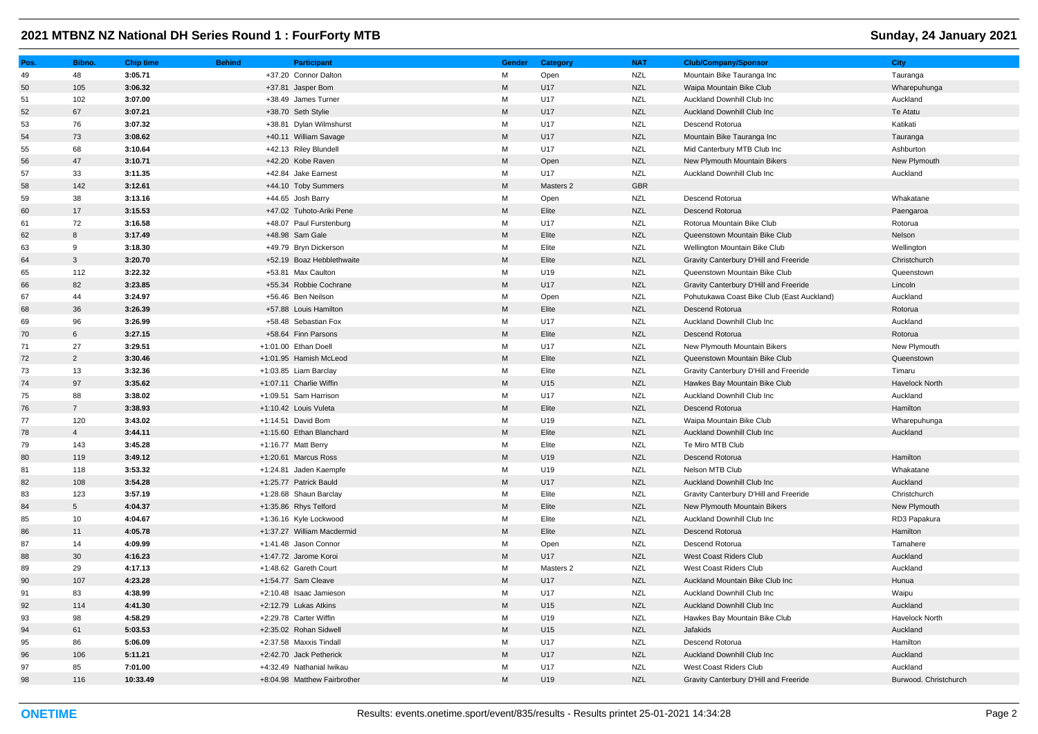# 2021 MTBNZ NZ National DH Series Round 1 : FourForty MTB

**Sunday, 24 January 2021**

| Pos. | Bibno. | Chip time | Behind | Participant | Gender | Category | NAT | Club/Company/Sponsor | City |
|---|---|---|---|---|---|---|---|---|---|
| 49 | 48 | **3:05.71** | +37.20 | Connor Dalton | M | Open | NZL | Mountain Bike Tauranga Inc | Tauranga |
| 50 | 105 | **3:06.32** | +37.81 | Jasper Bom | M | U17 | NZL | Waipa Mountain Bike Club | Wharepuhunga |
| 51 | 102 | **3:07.00** | +38.49 | James Turner | M | U17 | NZL | Auckland Downhill Club Inc | Auckland |
| 52 | 67 | **3:07.21** | +38.70 | Seth Stylie | M | U17 | NZL | Auckland Downhill Club Inc | Te Atatu |
| 53 | 76 | **3:07.32** | +38.81 | Dylan Wilmshurst | M | U17 | NZL | Descend Rotorua | Katikati |
| 54 | 73 | **3:08.62** | +40.11 | William Savage | M | U17 | NZL | Mountain Bike Tauranga Inc | Tauranga |
| 55 | 68 | **3:10.64** | +42.13 | Riley Blundell | M | U17 | NZL | Mid Canterbury MTB Club Inc | Ashburton |
| 56 | 47 | **3:10.71** | +42.20 | Kobe Raven | M | Open | NZL | New Plymouth Mountain Bikers | New Plymouth |
| 57 | 33 | **3:11.35** | +42.84 | Jake Earnest | M | U17 | NZL | Auckland Downhill Club Inc | Auckland |
| 58 | 142 | **3:12.61** | +44.10 | Toby Summers | M | Masters 2 | GBR | | |
| 59 | 38 | **3:13.16** | +44.65 | Josh Barry | M | Open | NZL | Descend Rotorua | Whakatane |
| 60 | 17 | **3:15.53** | +47.02 | Tuhoto-Ariki Pene | M | Elite | NZL | Descend Rotorua | Paengaroa |
| 61 | 72 | **3:16.58** | +48.07 | Paul Furstenburg | M | U17 | NZL | Rotorua Mountain Bike Club | Rotorua |
| 62 | 8 | **3:17.49** | +48.98 | Sam Gale | M | Elite | NZL | Queenstown Mountain Bike Club | Nelson |
| 63 | 9 | **3:18.30** | +49.79 | Bryn Dickerson | M | Elite | NZL | Wellington Mountain Bike Club | Wellington |
| 64 | 3 | **3:20.70** | +52.19 | Boaz Hebblethwaite | M | Elite | NZL | Gravity Canterbury D'Hill and Freeride | Christchurch |
| 65 | 112 | **3:22.32** | +53.81 | Max Caulton | M | U19 | NZL | Queenstown Mountain Bike Club | Queenstown |
| 66 | 82 | **3:23.85** | +55.34 | Robbie Cochrane | M | U17 | NZL | Gravity Canterbury D'Hill and Freeride | Lincoln |
| 67 | 44 | **3:24.97** | +56.46 | Ben Neilson | M | Open | NZL | Pohutukawa Coast Bike Club (East Auckland) | Auckland |
| 68 | 36 | **3:26.39** | +57.88 | Louis Hamilton | M | Elite | NZL | Descend Rotorua | Rotorua |
| 69 | 96 | **3:26.99** | +58.48 | Sebastian Fox | M | U17 | NZL | Auckland Downhill Club Inc | Auckland |
| 70 | 6 | **3:27.15** | +58.64 | Finn Parsons | M | Elite | NZL | Descend Rotorua | Rotorua |
| 71 | 27 | **3:29.51** | +1:01.00 | Ethan Doell | M | U17 | NZL | New Plymouth Mountain Bikers | New Plymouth |
| 72 | 2 | **3:30.46** | +1:01.95 | Hamish McLeod | M | Elite | NZL | Queenstown Mountain Bike Club | Queenstown |
| 73 | 13 | **3:32.36** | +1:03.85 | Liam Barclay | M | Elite | NZL | Gravity Canterbury D'Hill and Freeride | Timaru |
| 74 | 97 | **3:35.62** | +1:07.11 | Charlie Wiffin | M | U15 | NZL | Hawkes Bay Mountain Bike Club | Havelock North |
| 75 | 88 | **3:38.02** | +1:09.51 | Sam Harrison | M | U17 | NZL | Auckland Downhill Club Inc | Auckland |
| 76 | 7 | **3:38.93** | +1:10.42 | Louis Vuleta | M | Elite | NZL | Descend Rotorua | Hamilton |
| 77 | 120 | **3:43.02** | +1:14.51 | David Bom | M | U19 | NZL | Waipa Mountain Bike Club | Wharepuhunga |
| 78 | 4 | **3:44.11** | +1:15.60 | Ethan Blanchard | M | Elite | NZL | Auckland Downhill Club Inc | Auckland |
| 79 | 143 | **3:45.28** | +1:16.77 | Matt Berry | M | Elite | NZL | Te Miro MTB Club | |
| 80 | 119 | **3:49.12** | +1:20.61 | Marcus Ross | M | U19 | NZL | Descend Rotorua | Hamilton |
| 81 | 118 | **3:53.32** | +1:24.81 | Jaden Kaempfe | M | U19 | NZL | Nelson MTB Club | Whakatane |
| 82 | 108 | **3:54.28** | +1:25.77 | Patrick Bauld | M | U17 | NZL | Auckland Downhill Club Inc | Auckland |
| 83 | 123 | **3:57.19** | +1:28.68 | Shaun Barclay | M | Elite | NZL | Gravity Canterbury D'Hill and Freeride | Christchurch |
| 84 | 5 | **4:04.37** | +1:35.86 | Rhys Telford | M | Elite | NZL | New Plymouth Mountain Bikers | New Plymouth |
| 85 | 10 | **4:04.67** | +1:36.16 | Kyle Lockwood | M | Elite | NZL | Auckland Downhill Club Inc | RD3 Papakura |
| 86 | 11 | **4:05.78** | +1:37.27 | William Macdermid | M | Elite | NZL | Descend Rotorua | Hamilton |
| 87 | 14 | **4:09.99** | +1:41.48 | Jason Connor | M | Open | NZL | Descend Rotorua | Tamahere |
| 88 | 30 | **4:16.23** | +1:47.72 | Jarome Koroi | M | U17 | NZL | West Coast Riders Club | Auckland |
| 89 | 29 | **4:17.13** | +1:48.62 | Gareth Court | M | Masters 2 | NZL | West Coast Riders Club | Auckland |
| 90 | 107 | **4:23.28** | +1:54.77 | Sam Cleave | M | U17 | NZL | Auckland Mountain Bike Club Inc | Hunua |
| 91 | 83 | **4:38.99** | +2:10.48 | Isaac Jamieson | M | U17 | NZL | Auckland Downhill Club Inc | Waipu |
| 92 | 114 | **4:41.30** | +2:12.79 | Lukas Atkins | M | U15 | NZL | Auckland Downhill Club Inc | Auckland |
| 93 | 98 | **4:58.29** | +2:29.78 | Carter Wiffin | M | U19 | NZL | Hawkes Bay Mountain Bike Club | Havelock North |
| 94 | 61 | **5:03.53** | +2:35.02 | Rohan Sidwell | M | U15 | NZL | Jafakids | Auckland |
| 95 | 86 | **5:06.09** | +2:37.58 | Maxxis Tindall | M | U17 | NZL | Descend Rotorua | Hamilton |
| 96 | 106 | **5:11.21** | +2:42.70 | Jack Petherick | M | U17 | NZL | Auckland Downhill Club Inc | Auckland |
| 97 | 85 | **7:01.00** | +4:32.49 | Nathanial Iwikau | M | U17 | NZL | West Coast Riders Club | Auckland |
| 98 | 116 | **10:33.49** | +8:04.98 | Matthew Fairbrother | M | U19 | NZL | Gravity Canterbury D'Hill and Freeride | Burwood. Christchurch |

ONETIME

Results: events.onetime.sport/event/835/results - Results printet 25-01-2021 14:34:28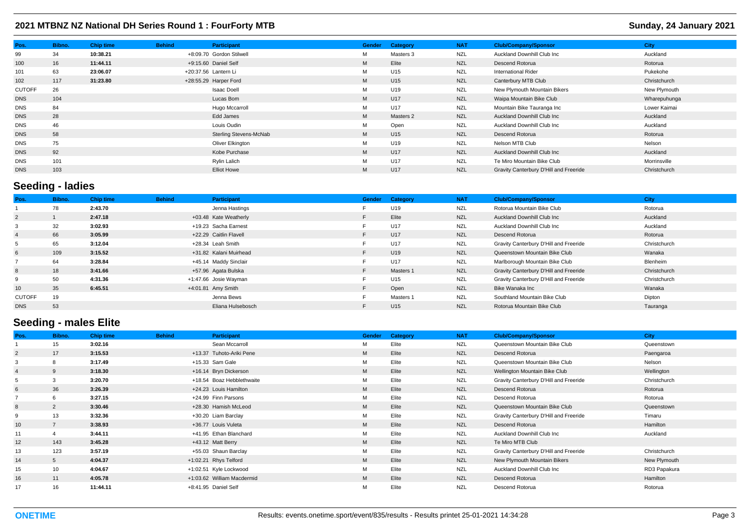| Pos. | Bibno. | Chip time | Behind | Participant | Gender | Category | NAT | Club/Company/Sponsor | City |
|---|---|---|---|---|---|---|---|---|---|
| 99 | 34 | **10:38.21** | +8:09.70 | Gordon Stilwell | M | Masters 3 | NZL | Auckland Downhill Club Inc | Auckland |
| 100 | 16 | **11:44.11** | +9:15.60 | Daniel Self | M | Elite | NZL | Descend Rotorua | Rotorua |
| 101 | 63 | **23:06.07** | +20:37.56 | Lantern Li | M | U15 | NZL | International Rider | Pukekohe |
| 102 | 117 | **31:23.80** | +28:55.29 | Harper Ford | M | U15 | NZL | Canterbury MTB Club | Christchurch |
| CUTOFF | 26 | | | Isaac Doell | M | U19 | NZL | New Plymouth Mountain Bikers | New Plymouth |
| DNS | 104 | | | Lucas Bom | M | U17 | NZL | Waipa Mountain Bike Club | Wharepuhunga |
| DNS | 84 | | | Hugo Mccarroll | M | U17 | NZL | Mountain Bike Tauranga Inc | Lower Kaimai |
| DNS | 28 | | | Edd James | M | Masters 2 | NZL | Auckland Downhill Club Inc | Auckland |
| DNS | 46 | | | Louis Oudin | M | Open | NZL | Auckland Downhill Club Inc | Auckland |
| DNS | 58 | | | Sterling Stevens-McNab | M | U15 | NZL | Descend Rotorua | Rotorua |
| DNS | 75 | | | Oliver Elkington | M | U19 | NZL | Nelson MTB Club | Nelson |
| DNS | 92 | | | Kobe Purchase | M | U17 | NZL | Auckland Downhill Club Inc | Auckland |
| DNS | 101 | | | Rylin Lalich | M | U17 | NZL | Te Miro Mountain Bike Club | Morrinsville |
| DNS | 103 | | | Elliot Howe | M | U17 | NZL | Gravity Canterbury D'Hill and Freeride | Christchurch |

## Seeding - ladies

| Pos. | Bibno. | Chip time | Behind | Participant | Gender | Category | NAT | Club/Company/Sponsor | City |
|---|---|---|---|---|---|---|---|---|---|
| 1 | 78 | **2:43.70** | | Jenna Hastings | F | U19 | NZL | Rotorua Mountain Bike Club | Rotorua |
| 2 | 1 | **2:47.18** | +03.48 | Kate Weatherly | F | Elite | NZL | Auckland Downhill Club Inc | Auckland |
| 3 | 32 | **3:02.93** | +19.23 | Sacha Earnest | F | U17 | NZL | Auckland Downhill Club Inc | Auckland |
| 4 | 66 | **3:05.99** | +22.29 | Caitlin Flavell | F | U17 | NZL | Descend Rotorua | Rotorua |
| 5 | 65 | **3:12.04** | +28.34 | Leah Smith | F | U17 | NZL | Gravity Canterbury D'Hill and Freeride | Christchurch |
| 6 | 109 | **3:15.52** | +31.82 | Kalani Muirhead | F | U19 | NZL | Queenstown Mountain Bike Club | Wanaka |
| 7 | 64 | **3:28.84** | +45.14 | Maddy Sinclair | F | U17 | NZL | Marlborough Mountain Bike Club | Blenheim |
| 8 | 18 | **3:41.66** | +57.96 | Agata Bulska | F | Masters 1 | NZL | Gravity Canterbury D'Hill and Freeride | Christchurch |
| 9 | 50 | **4:31.36** | +1:47.66 | Josie Wayman | F | U15 | NZL | Gravity Canterbury D'Hill and Freeride | Christchurch |
| 10 | 35 | **6:45.51** | +4:01.81 | Amy Smith | F | Open | NZL | Bike Wanaka Inc | Wanaka |
| CUTOFF | 19 | | | Jenna Bews | F | Masters 1 | NZL | Southland Mountain Bike Club | Dipton |
| DNS | 53 | | | Eliana Hulsebosch | F | U15 | NZL | Rotorua Mountain Bike Club | Tauranga |

## Seeding - males Elite

| Pos. | Bibno. | Chip time | Behind | Participant | Gender | Category | NAT | Club/Company/Sponsor | City |
|---|---|---|---|---|---|---|---|---|---|
| 1 | 15 | **3:02.16** | | Sean Mccarroll | M | Elite | NZL | Queenstown Mountain Bike Club | Queenstown |
| 2 | 17 | **3:15.53** | +13.37 | Tuhoto-Ariki Pene | M | Elite | NZL | Descend Rotorua | Paengaroa |
| 3 | 8 | **3:17.49** | +15.33 | Sam Gale | M | Elite | NZL | Queenstown Mountain Bike Club | Nelson |
| 4 | 9 | **3:18.30** | +16.14 | Bryn Dickerson | M | Elite | NZL | Wellington Mountain Bike Club | Wellington |
| 5 | 3 | **3:20.70** | +18.54 | Boaz Hebblethwaite | M | Elite | NZL | Gravity Canterbury D'Hill and Freeride | Christchurch |
| 6 | 36 | **3:26.39** | +24.23 | Louis Hamilton | M | Elite | NZL | Descend Rotorua | Rotorua |
| 7 | 6 | **3:27.15** | +24.99 | Finn Parsons | M | Elite | NZL | Descend Rotorua | Rotorua |
| 8 | 2 | **3:30.46** | +28.30 | Hamish McLeod | M | Elite | NZL | Queenstown Mountain Bike Club | Queenstown |
| 9 | 13 | **3:32.36** | +30.20 | Liam Barclay | M | Elite | NZL | Gravity Canterbury D'Hill and Freeride | Timaru |
| 10 | 7 | **3:38.93** | +36.77 | Louis Vuleta | M | Elite | NZL | Descend Rotorua | Hamilton |
| 11 | 4 | **3:44.11** | +41.95 | Ethan Blanchard | M | Elite | NZL | Auckland Downhill Club Inc | Auckland |
| 12 | 143 | **3:45.28** | +43.12 | Matt Berry | M | Elite | NZL | Te Miro MTB Club | |
| 13 | 123 | **3:57.19** | +55.03 | Shaun Barclay | M | Elite | NZL | Gravity Canterbury D'Hill and Freeride | Christchurch |
| 14 | 5 | **4:04.37** | +1:02.21 | Rhys Telford | M | Elite | NZL | New Plymouth Mountain Bikers | New Plymouth |
| 15 | 10 | **4:04.67** | +1:02.51 | Kyle Lockwood | M | Elite | NZL | Auckland Downhill Club Inc | RD3 Papakura |
| 16 | 11 | **4:05.78** | +1:03.62 | William Macdermid | M | Elite | NZL | Descend Rotorua | Hamilton |
| 17 | 16 | **11:44.11** | +8:41.95 | Daniel Self | M | Elite | NZL | Descend Rotorua | Rotorua |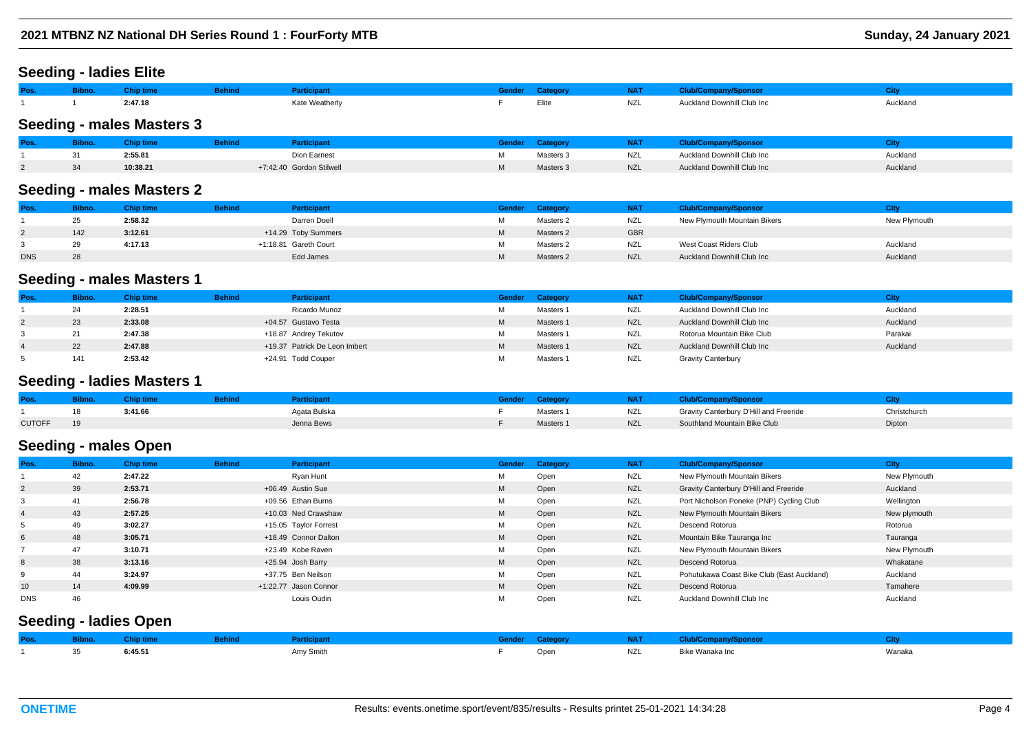## Seeding - ladies Elite

| Pos. | Bibno. | Chip time | Behind | Participant | Gender | Category | NAT | Club/Company/Sponsor | City |
|---|---|---|---|---|---|---|---|---|---|
| 1 | 1 | **2:47.18** | | Kate Weatherly | F | Elite | NZL | Auckland Downhill Club Inc | Auckland |

## Seeding - males Masters 3

| Pos. | Bibno. | Chip time | Behind | Participant | Gender | Category | NAT | Club/Company/Sponsor | City |
|---|---|---|---|---|---|---|---|---|---|
| 1 | 31 | **2:55.81** | | Dion Earnest | M | Masters 3 | NZL | Auckland Downhill Club Inc | Auckland |
| 2 | 34 | **10:38.21** | +7:42.40 | Gordon Stilwell | M | Masters 3 | NZL | Auckland Downhill Club Inc | Auckland |

## Seeding - males Masters 2

| Pos. | Bibno. | Chip time | Behind | Participant | Gender | Category | NAT | Club/Company/Sponsor | City |
|---|---|---|---|---|---|---|---|---|---|
| 1 | 25 | **2:58.32** | | Darren Doell | M | Masters 2 | NZL | New Plymouth Mountain Bikers | New Plymouth |
| 2 | 142 | **3:12.61** | +14.29 | Toby Summers | M | Masters 2 | GBR | | |
| 3 | 29 | **4:17.13** | +1:18.81 | Gareth Court | M | Masters 2 | NZL | West Coast Riders Club | Auckland |
| DNS | 28 | | | Edd James | M | Masters 2 | NZL | Auckland Downhill Club Inc | Auckland |

## Seeding - males Masters 1

| Pos. | Bibno. | Chip time | Behind | Participant | Gender | Category | NAT | Club/Company/Sponsor | City |
|---|---|---|---|---|---|---|---|---|---|
| 1 | 24 | **2:28.51** | | Ricardo Munoz | M | Masters 1 | NZL | Auckland Downhill Club Inc | Auckland |
| 2 | 23 | **2:33.08** | +04.57 | Gustavo Testa | M | Masters 1 | NZL | Auckland Downhill Club Inc | Auckland |
| 3 | 21 | **2:47.38** | +18.87 | Andrey Tekutov | M | Masters 1 | NZL | Rotorua Mountain Bike Club | Parakai |
| 4 | 22 | **2:47.88** | +19.37 | Patrick De Leon Imbert | M | Masters 1 | NZL | Auckland Downhill Club Inc | Auckland |
| 5 | 141 | **2:53.42** | +24.91 | Todd Couper | M | Masters 1 | NZL | Gravity Canterbury | |

## Seeding - ladies Masters 1

| Pos. | Bibno. | Chip time | Behind | Participant | Gender | Category | NAT | Club/Company/Sponsor | City |
|---|---|---|---|---|---|---|---|---|---|
| 1 | 18 | **3:41.66** | | Agata Bulska | F | Masters 1 | NZL | Gravity Canterbury D'Hill and Freeride | Christchurch |
| CUTOFF | 19 | | | Jenna Bews | F | Masters 1 | NZL | Southland Mountain Bike Club | Dipton |

## Seeding - males Open

| Pos. | Bibno. | Chip time | Behind | Participant | Gender | Category | NAT | Club/Company/Sponsor | City |
|---|---|---|---|---|---|---|---|---|---|
| 1 | 42 | **2:47.22** | | Ryan Hunt | M | Open | NZL | New Plymouth Mountain Bikers | New Plymouth |
| 2 | 39 | **2:53.71** | +06.49 | Austin Sue | M | Open | NZL | Gravity Canterbury D'Hill and Freeride | Auckland |
| 3 | 41 | **2:56.78** | +09.56 | Ethan Burns | M | Open | NZL | Port Nicholson Poneke (PNP) Cycling Club | Wellington |
| 4 | 43 | **2:57.25** | +10.03 | Ned Crawshaw | M | Open | NZL | New Plymouth Mountain Bikers | New plymouth |
| 5 | 49 | **3:02.27** | +15.05 | Taylor Forrest | M | Open | NZL | Descend Rotorua | Rotorua |
| 6 | 48 | **3:05.71** | +18.49 | Connor Dalton | M | Open | NZL | Mountain Bike Tauranga Inc | Tauranga |
| 7 | 47 | **3:10.71** | +23.49 | Kobe Raven | M | Open | NZL | New Plymouth Mountain Bikers | New Plymouth |
| 8 | 38 | **3:13.16** | +25.94 | Josh Barry | M | Open | NZL | Descend Rotorua | Whakatane |
| 9 | 44 | **3:24.97** | +37.75 | Ben Neilson | M | Open | NZL | Pohutukawa Coast Bike Club (East Auckland) | Auckland |
| 10 | 14 | **4:09.99** | +1:22.77 | Jason Connor | M | Open | NZL | Descend Rotorua | Tamahere |
| DNS | 46 | | | Louis Oudin | M | Open | NZL | Auckland Downhill Club Inc | Auckland |

## Seeding - ladies Open

| Pos. | Bibno. | Chip time | Behind | Participant | Gender | Category | NAT | Club/Company/Sponsor | City |
|---|---|---|---|---|---|---|---|---|---|
| 1 | 35 | **6:45.51** | | Amy Smith | F | Open | NZL | Bike Wanaka Inc | Wanaka |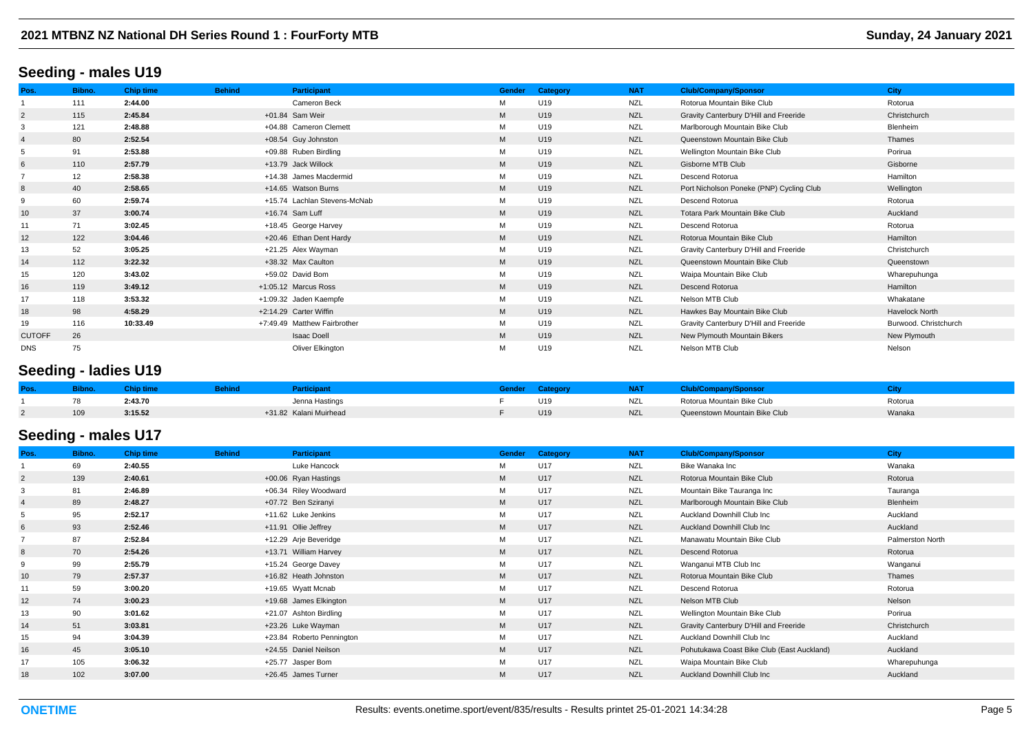## Seeding - males U19

| Pos. | Bibno. | Chip time | Behind | Participant | Gender | Category | NAT | Club/Company/Sponsor | City |
|---|---|---|---|---|---|---|---|---|---|
| 1 | 111 | **2:44.00** | | Cameron Beck | M | U19 | NZL | Rotorua Mountain Bike Club | Rotorua |
| 2 | 115 | **2:45.84** | +01.84 | Sam Weir | M | U19 | NZL | Gravity Canterbury D'Hill and Freeride | Christchurch |
| 3 | 121 | **2:48.88** | +04.88 | Cameron Clemett | M | U19 | NZL | Marlborough Mountain Bike Club | Blenheim |
| 4 | 80 | **2:52.54** | +08.54 | Guy Johnston | M | U19 | NZL | Queenstown Mountain Bike Club | Thames |
| 5 | 91 | **2:53.88** | +09.88 | Ruben Birdling | M | U19 | NZL | Wellington Mountain Bike Club | Porirua |
| 6 | 110 | **2:57.79** | +13.79 | Jack Willock | M | U19 | NZL | Gisborne MTB Club | Gisborne |
| 7 | 12 | **2:58.38** | +14.38 | James Macdermid | M | U19 | NZL | Descend Rotorua | Hamilton |
| 8 | 40 | **2:58.65** | +14.65 | Watson Burns | M | U19 | NZL | Port Nicholson Poneke (PNP) Cycling Club | Wellington |
| 9 | 60 | **2:59.74** | +15.74 | Lachlan Stevens-McNab | M | U19 | NZL | Descend Rotorua | Rotorua |
| 10 | 37 | **3:00.74** | +16.74 | Sam Luff | M | U19 | NZL | Totara Park Mountain Bike Club | Auckland |
| 11 | 71 | **3:02.45** | +18.45 | George Harvey | M | U19 | NZL | Descend Rotorua | Rotorua |
| 12 | 122 | **3:04.46** | +20.46 | Ethan Dent Hardy | M | U19 | NZL | Rotorua Mountain Bike Club | Hamilton |
| 13 | 52 | **3:05.25** | +21.25 | Alex Wayman | M | U19 | NZL | Gravity Canterbury D'Hill and Freeride | Christchurch |
| 14 | 112 | **3:22.32** | +38.32 | Max Caulton | M | U19 | NZL | Queenstown Mountain Bike Club | Queenstown |
| 15 | 120 | **3:43.02** | +59.02 | David Bom | M | U19 | NZL | Waipa Mountain Bike Club | Wharepuhunga |
| 16 | 119 | **3:49.12** | +1:05.12 | Marcus Ross | M | U19 | NZL | Descend Rotorua | Hamilton |
| 17 | 118 | **3:53.32** | +1:09.32 | Jaden Kaempfe | M | U19 | NZL | Nelson MTB Club | Whakatane |
| 18 | 98 | **4:58.29** | +2:14.29 | Carter Wiffin | M | U19 | NZL | Hawkes Bay Mountain Bike Club | Havelock North |
| 19 | 116 | **10:33.49** | +7:49.49 | Matthew Fairbrother | M | U19 | NZL | Gravity Canterbury D'Hill and Freeride | Burwood. Christchurch |
| CUTOFF | 26 | | | Isaac Doell | M | U19 | NZL | New Plymouth Mountain Bikers | New Plymouth |
| DNS | 75 | | | Oliver Elkington | M | U19 | NZL | Nelson MTB Club | Nelson |

## Seeding - ladies U19

| Pos. | Bibno. | Chip time | Behind | Participant | Gender | Category | NAT | Club/Company/Sponsor | City |
|---|---|---|---|---|---|---|---|---|---|
| 1 | 78 | **2:43.70** | | Jenna Hastings | F | U19 | NZL | Rotorua Mountain Bike Club | Rotorua |
| 2 | 109 | **3:15.52** | +31.82 | Kalani Muirhead | F | U19 | NZL | Queenstown Mountain Bike Club | Wanaka |

## Seeding - males U17

| Pos. | Bibno. | Chip time | Behind | Participant | Gender | Category | NAT | Club/Company/Sponsor | City |
|---|---|---|---|---|---|---|---|---|---|
| 1 | 69 | **2:40.55** | | Luke Hancock | M | U17 | NZL | Bike Wanaka Inc | Wanaka |
| 2 | 139 | **2:40.61** | +00.06 | Ryan Hastings | M | U17 | NZL | Rotorua Mountain Bike Club | Rotorua |
| 3 | 81 | **2:46.89** | +06.34 | Riley Woodward | M | U17 | NZL | Mountain Bike Tauranga Inc | Tauranga |
| 4 | 89 | **2:48.27** | +07.72 | Ben Sziranyi | M | U17 | NZL | Marlborough Mountain Bike Club | Blenheim |
| 5 | 95 | **2:52.17** | +11.62 | Luke Jenkins | M | U17 | NZL | Auckland Downhill Club Inc | Auckland |
| 6 | 93 | **2:52.46** | +11.91 | Ollie Jeffrey | M | U17 | NZL | Auckland Downhill Club Inc | Auckland |
| 7 | 87 | **2:52.84** | +12.29 | Arje Beveridge | M | U17 | NZL | Manawatu Mountain Bike Club | Palmerston North |
| 8 | 70 | **2:54.26** | +13.71 | William Harvey | M | U17 | NZL | Descend Rotorua | Rotorua |
| 9 | 99 | **2:55.79** | +15.24 | George Davey | M | U17 | NZL | Wanganui MTB Club Inc | Wanganui |
| 10 | 79 | **2:57.37** | +16.82 | Heath Johnston | M | U17 | NZL | Rotorua Mountain Bike Club | Thames |
| 11 | 59 | **3:00.20** | +19.65 | Wyatt Mcnab | M | U17 | NZL | Descend Rotorua | Rotorua |
| 12 | 74 | **3:00.23** | +19.68 | James Elkington | M | U17 | NZL | Nelson MTB Club | Nelson |
| 13 | 90 | **3:01.62** | +21.07 | Ashton Birdling | M | U17 | NZL | Wellington Mountain Bike Club | Porirua |
| 14 | 51 | **3:03.81** | +23.26 | Luke Wayman | M | U17 | NZL | Gravity Canterbury D'Hill and Freeride | Christchurch |
| 15 | 94 | **3:04.39** | +23.84 | Roberto Pennington | M | U17 | NZL | Auckland Downhill Club Inc | Auckland |
| 16 | 45 | **3:05.10** | +24.55 | Daniel Neilson | M | U17 | NZL | Pohutukawa Coast Bike Club (East Auckland) | Auckland |
| 17 | 105 | **3:06.32** | +25.77 | Jasper Bom | M | U17 | NZL | Waipa Mountain Bike Club | Wharepuhunga |
| 18 | 102 | **3:07.00** | +26.45 | James Turner | M | U17 | NZL | Auckland Downhill Club Inc | Auckland |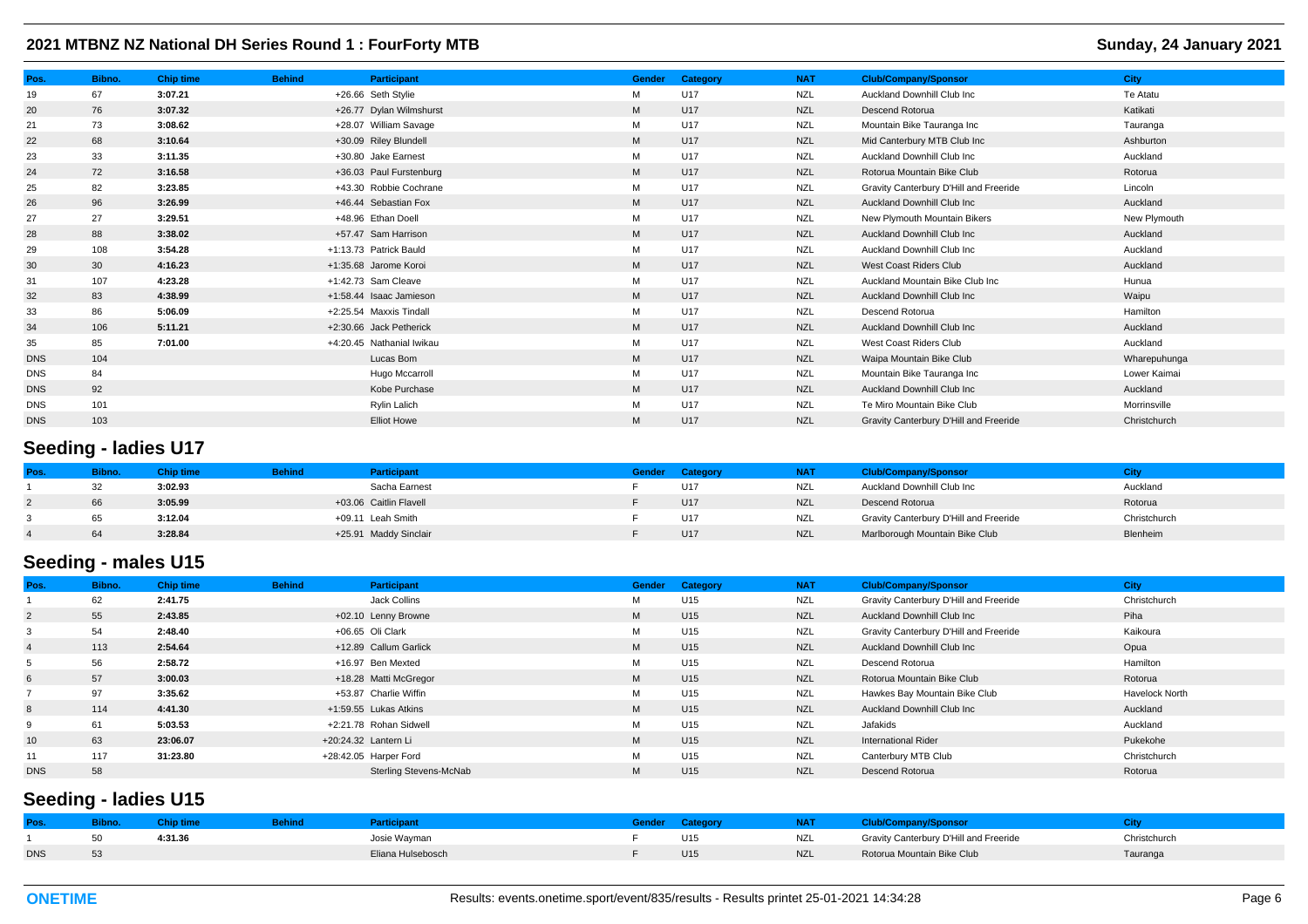| Pos. | Bibno. | Chip time | Behind | Participant | Gender | Category | NAT | Club/Company/Sponsor | City |
|---|---|---|---|---|---|---|---|---|---|
| 19 | 67 | 3:07.21 | +26.66 | Seth Stylie | M | U17 | NZL | Auckland Downhill Club Inc | Te Atatu |
| 20 | 76 | 3:07.32 | +26.77 | Dylan Wilmshurst | M | U17 | NZL | Descend Rotorua | Katikati |
| 21 | 73 | 3:08.62 | +28.07 | William Savage | M | U17 | NZL | Mountain Bike Tauranga Inc | Tauranga |
| 22 | 68 | 3:10.64 | +30.09 | Riley Blundell | M | U17 | NZL | Mid Canterbury MTB Club Inc | Ashburton |
| 23 | 33 | 3:11.35 | +30.80 | Jake Earnest | M | U17 | NZL | Auckland Downhill Club Inc | Auckland |
| 24 | 72 | 3:16.58 | +36.03 | Paul Furstenburg | M | U17 | NZL | Rotorua Mountain Bike Club | Rotorua |
| 25 | 82 | 3:23.85 | +43.30 | Robbie Cochrane | M | U17 | NZL | Gravity Canterbury D'Hill and Freeride | Lincoln |
| 26 | 96 | 3:26.99 | +46.44 | Sebastian Fox | M | U17 | NZL | Auckland Downhill Club Inc | Auckland |
| 27 | 27 | 3:29.51 | +48.96 | Ethan Doell | M | U17 | NZL | New Plymouth Mountain Bikers | New Plymouth |
| 28 | 88 | 3:38.02 | +57.47 | Sam Harrison | M | U17 | NZL | Auckland Downhill Club Inc | Auckland |
| 29 | 108 | 3:54.28 | +1:13.73 | Patrick Bauld | M | U17 | NZL | Auckland Downhill Club Inc | Auckland |
| 30 | 30 | 4:16.23 | +1:35.68 | Jarome Koroi | M | U17 | NZL | West Coast Riders Club | Auckland |
| 31 | 107 | 4:23.28 | +1:42.73 | Sam Cleave | M | U17 | NZL | Auckland Mountain Bike Club Inc | Hunua |
| 32 | 83 | 4:38.99 | +1:58.44 | Isaac Jamieson | M | U17 | NZL | Auckland Downhill Club Inc | Waipu |
| 33 | 86 | 5:06.09 | +2:25.54 | Maxxis Tindall | M | U17 | NZL | Descend Rotorua | Hamilton |
| 34 | 106 | 5:11.21 | +2:30.66 | Jack Petherick | M | U17 | NZL | Auckland Downhill Club Inc | Auckland |
| 35 | 85 | 7:01.00 | +4:20.45 | Nathanial Iwikau | M | U17 | NZL | West Coast Riders Club | Auckland |
| DNS | 104 | | | Lucas Bom | M | U17 | NZL | Waipa Mountain Bike Club | Wharepuhunga |
| DNS | 84 | | | Hugo Mccarroll | M | U17 | NZL | Mountain Bike Tauranga Inc | Lower Kaimai |
| DNS | 92 | | | Kobe Purchase | M | U17 | NZL | Auckland Downhill Club Inc | Auckland |
| DNS | 101 | | | Rylin Lalich | M | U17 | NZL | Te Miro Mountain Bike Club | Morrinsville |
| DNS | 103 | | | Elliot Howe | M | U17 | NZL | Gravity Canterbury D'Hill and Freeride | Christchurch |

## Seeding - ladies U17

| Pos. | Bibno. | Chip time | Behind | Participant | Gender | Category | NAT | Club/Company/Sponsor | City |
|---|---|---|---|---|---|---|---|---|---|
| 1 | 32 | 3:02.93 | | Sacha Earnest | F | U17 | NZL | Auckland Downhill Club Inc | Auckland |
| 2 | 66 | 3:05.99 | +03.06 | Caitlin Flavell | F | U17 | NZL | Descend Rotorua | Rotorua |
| 3 | 65 | 3:12.04 | +09.11 | Leah Smith | F | U17 | NZL | Gravity Canterbury D'Hill and Freeride | Christchurch |
| 4 | 64 | 3:28.84 | +25.91 | Maddy Sinclair | F | U17 | NZL | Marlborough Mountain Bike Club | Blenheim |

## Seeding - males U15

| Pos. | Bibno. | Chip time | Behind | Participant | Gender | Category | NAT | Club/Company/Sponsor | City |
|---|---|---|---|---|---|---|---|---|---|
| 1 | 62 | 2:41.75 | | Jack Collins | M | U15 | NZL | Gravity Canterbury D'Hill and Freeride | Christchurch |
| 2 | 55 | 2:43.85 | +02.10 | Lenny Browne | M | U15 | NZL | Auckland Downhill Club Inc | Piha |
| 3 | 54 | 2:48.40 | +06.65 | Oli Clark | M | U15 | NZL | Gravity Canterbury D'Hill and Freeride | Kaikoura |
| 4 | 113 | 2:54.64 | +12.89 | Callum Garlick | M | U15 | NZL | Auckland Downhill Club Inc | Opua |
| 5 | 56 | 2:58.72 | +16.97 | Ben Mexted | M | U15 | NZL | Descend Rotorua | Hamilton |
| 6 | 57 | 3:00.03 | +18.28 | Matti McGregor | M | U15 | NZL | Rotorua Mountain Bike Club | Rotorua |
| 7 | 97 | 3:35.62 | +53.87 | Charlie Wiffin | M | U15 | NZL | Hawkes Bay Mountain Bike Club | Havelock North |
| 8 | 114 | 4:41.30 | +1:59.55 | Lukas Atkins | M | U15 | NZL | Auckland Downhill Club Inc | Auckland |
| 9 | 61 | 5:03.53 | +2:21.78 | Rohan Sidwell | M | U15 | NZL | Jafakids | Auckland |
| 10 | 63 | 23:06.07 | +20:24.32 | Lantern Li | M | U15 | NZL | International Rider | Pukekohe |
| 11 | 117 | 31:23.80 | +28:42.05 | Harper Ford | M | U15 | NZL | Canterbury MTB Club | Christchurch |
| DNS | 58 | | | Sterling Stevens-McNab | M | U15 | NZL | Descend Rotorua | Rotorua |

## Seeding - ladies U15

| Pos. | Bibno. | Chip time | Behind | Participant | Gender | Category | NAT | Club/Company/Sponsor | City |
|---|---|---|---|---|---|---|---|---|---|
| 1 | 50 | 4:31.36 | | Josie Wayman | F | U15 | NZL | Gravity Canterbury D'Hill and Freeride | Christchurch |
| DNS | 53 | | | Eliana Hulsebosch | F | U15 | NZL | Rotorua Mountain Bike Club | Tauranga |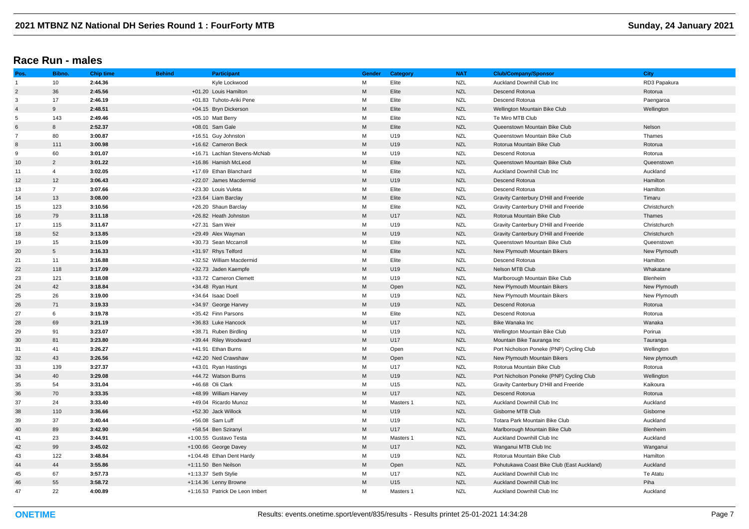## Race Run - males

| Pos. | Bibno. | Chip time | Behind | Participant | Gender | Category | NAT | Club/Company/Sponsor | City |
|---|---|---|---|---|---|---|---|---|---|
| 1 | 10 | **2:44.36** | | Kyle Lockwood | M | Elite | NZL | Auckland Downhill Club Inc | RD3 Papakura |
| 2 | 36 | **2:45.56** | +01.20 | Louis Hamilton | M | Elite | NZL | Descend Rotorua | Rotorua |
| 3 | 17 | **2:46.19** | +01.83 | Tuhoto-Ariki Pene | M | Elite | NZL | Descend Rotorua | Paengaroa |
| 4 | 9 | **2:48.51** | +04.15 | Bryn Dickerson | M | Elite | NZL | Wellington Mountain Bike Club | Wellington |
| 5 | 143 | **2:49.46** | +05.10 | Matt Berry | M | Elite | NZL | Te Miro MTB Club | |
| 6 | 8 | **2:52.37** | +08.01 | Sam Gale | M | Elite | NZL | Queenstown Mountain Bike Club | Nelson |
| 7 | 80 | **3:00.87** | +16.51 | Guy Johnston | M | U19 | NZL | Queenstown Mountain Bike Club | Thames |
| 8 | 111 | **3:00.98** | +16.62 | Cameron Beck | M | U19 | NZL | Rotorua Mountain Bike Club | Rotorua |
| 9 | 60 | **3:01.07** | +16.71 | Lachlan Stevens-McNab | M | U19 | NZL | Descend Rotorua | Rotorua |
| 10 | 2 | **3:01.22** | +16.86 | Hamish McLeod | M | Elite | NZL | Queenstown Mountain Bike Club | Queenstown |
| 11 | 4 | **3:02.05** | +17.69 | Ethan Blanchard | M | Elite | NZL | Auckland Downhill Club Inc | Auckland |
| 12 | 12 | **3:06.43** | +22.07 | James Macdermid | M | U19 | NZL | Descend Rotorua | Hamilton |
| 13 | 7 | **3:07.66** | +23.30 | Louis Vuleta | M | Elite | NZL | Descend Rotorua | Hamilton |
| 14 | 13 | **3:08.00** | +23.64 | Liam Barclay | M | Elite | NZL | Gravity Canterbury D'Hill and Freeride | Timaru |
| 15 | 123 | **3:10.56** | +26.20 | Shaun Barclay | M | Elite | NZL | Gravity Canterbury D'Hill and Freeride | Christchurch |
| 16 | 79 | **3:11.18** | +26.82 | Heath Johnston | M | U17 | NZL | Rotorua Mountain Bike Club | Thames |
| 17 | 115 | **3:11.67** | +27.31 | Sam Weir | M | U19 | NZL | Gravity Canterbury D'Hill and Freeride | Christchurch |
| 18 | 52 | **3:13.85** | +29.49 | Alex Wayman | M | U19 | NZL | Gravity Canterbury D'Hill and Freeride | Christchurch |
| 19 | 15 | **3:15.09** | +30.73 | Sean Mccarroll | M | Elite | NZL | Queenstown Mountain Bike Club | Queenstown |
| 20 | 5 | **3:16.33** | +31.97 | Rhys Telford | M | Elite | NZL | New Plymouth Mountain Bikers | New Plymouth |
| 21 | 11 | **3:16.88** | +32.52 | William Macdermid | M | Elite | NZL | Descend Rotorua | Hamilton |
| 22 | 118 | **3:17.09** | +32.73 | Jaden Kaempfe | M | U19 | NZL | Nelson MTB Club | Whakatane |
| 23 | 121 | **3:18.08** | +33.72 | Cameron Clemett | M | U19 | NZL | Marlborough Mountain Bike Club | Blenheim |
| 24 | 42 | **3:18.84** | +34.48 | Ryan Hunt | M | Open | NZL | New Plymouth Mountain Bikers | New Plymouth |
| 25 | 26 | **3:19.00** | +34.64 | Isaac Doell | M | U19 | NZL | New Plymouth Mountain Bikers | New Plymouth |
| 26 | 71 | **3:19.33** | +34.97 | George Harvey | M | U19 | NZL | Descend Rotorua | Rotorua |
| 27 | 6 | **3:19.78** | +35.42 | Finn Parsons | M | Elite | NZL | Descend Rotorua | Rotorua |
| 28 | 69 | **3:21.19** | +36.83 | Luke Hancock | M | U17 | NZL | Bike Wanaka Inc | Wanaka |
| 29 | 91 | **3:23.07** | +38.71 | Ruben Birdling | M | U19 | NZL | Wellington Mountain Bike Club | Porirua |
| 30 | 81 | **3:23.80** | +39.44 | Riley Woodward | M | U17 | NZL | Mountain Bike Tauranga Inc | Tauranga |
| 31 | 41 | **3:26.27** | +41.91 | Ethan Burns | M | Open | NZL | Port Nicholson Poneke (PNP) Cycling Club | Wellington |
| 32 | 43 | **3:26.56** | +42.20 | Ned Crawshaw | M | Open | NZL | New Plymouth Mountain Bikers | New plymouth |
| 33 | 139 | **3:27.37** | +43.01 | Ryan Hastings | M | U17 | NZL | Rotorua Mountain Bike Club | Rotorua |
| 34 | 40 | **3:29.08** | +44.72 | Watson Burns | M | U19 | NZL | Port Nicholson Poneke (PNP) Cycling Club | Wellington |
| 35 | 54 | **3:31.04** | +46.68 | Oli Clark | M | U15 | NZL | Gravity Canterbury D'Hill and Freeride | Kaikoura |
| 36 | 70 | **3:33.35** | +48.99 | William Harvey | M | U17 | NZL | Descend Rotorua | Rotorua |
| 37 | 24 | **3:33.40** | +49.04 | Ricardo Munoz | M | Masters 1 | NZL | Auckland Downhill Club Inc | Auckland |
| 38 | 110 | **3:36.66** | +52.30 | Jack Willock | M | U19 | NZL | Gisborne MTB Club | Gisborne |
| 39 | 37 | **3:40.44** | +56.08 | Sam Luff | M | U19 | NZL | Totara Park Mountain Bike Club | Auckland |
| 40 | 89 | **3:42.90** | +58.54 | Ben Sziranyi | M | U17 | NZL | Marlborough Mountain Bike Club | Blenheim |
| 41 | 23 | **3:44.91** | +1:00.55 | Gustavo Testa | M | Masters 1 | NZL | Auckland Downhill Club Inc | Auckland |
| 42 | 99 | **3:45.02** | +1:00.66 | George Davey | M | U17 | NZL | Wanganui MTB Club Inc | Wanganui |
| 43 | 122 | **3:48.84** | +1:04.48 | Ethan Dent Hardy | M | U19 | NZL | Rotorua Mountain Bike Club | Hamilton |
| 44 | 44 | **3:55.86** | +1:11.50 | Ben Neilson | M | Open | NZL | Pohutukawa Coast Bike Club (East Auckland) | Auckland |
| 45 | 67 | **3:57.73** | +1:13.37 | Seth Stylie | M | U17 | NZL | Auckland Downhill Club Inc | Te Atatu |
| 46 | 55 | **3:58.72** | +1:14.36 | Lenny Browne | M | U15 | NZL | Auckland Downhill Club Inc | Piha |
| 47 | 22 | **4:00.89** | +1:16.53 | Patrick De Leon Imbert | M | Masters 1 | NZL | Auckland Downhill Club Inc | Auckland |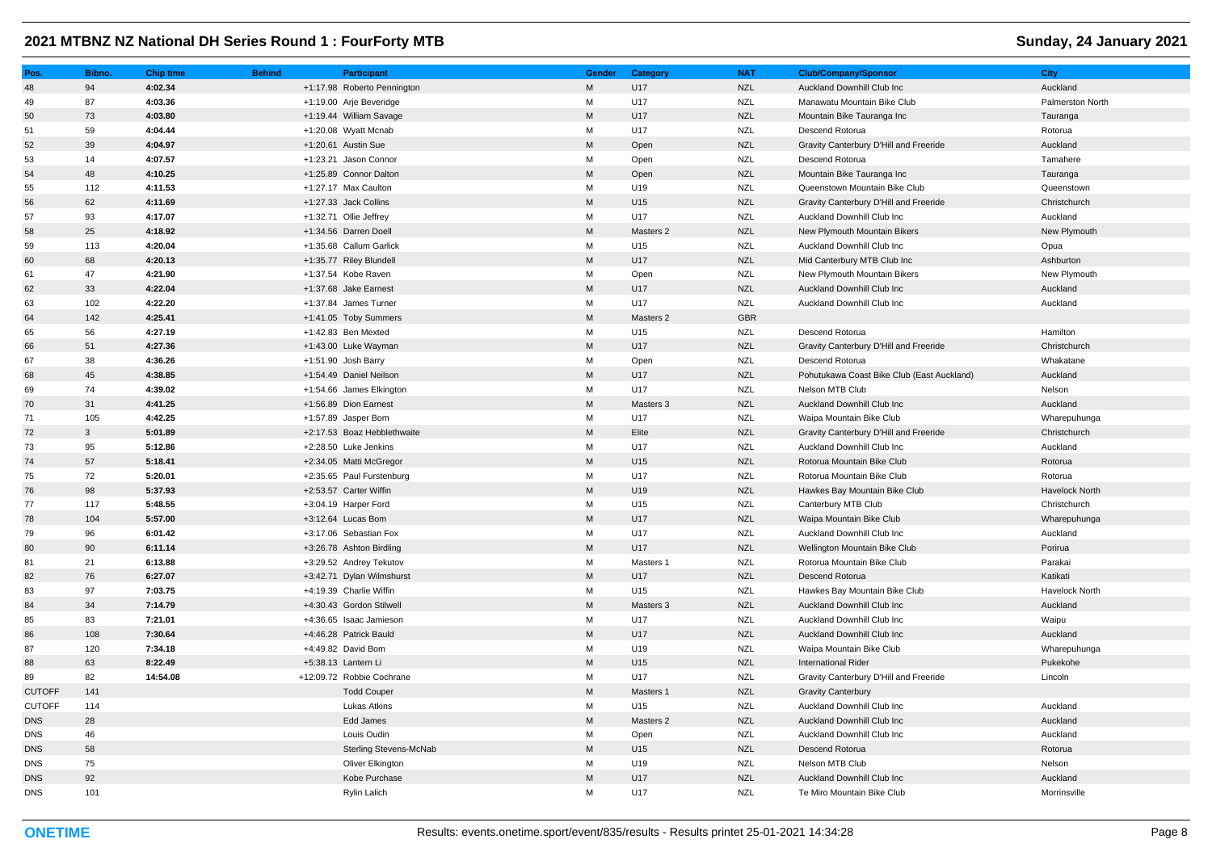## 2021 MTBNZ NZ National DH Series Round 1 : FourForty MTB

**Sunday, 24 January 2021**

| Pos. | Bibno. | Chip time | Behind | Participant | Gender | Category | NAT | Club/Company/Sponsor | City |
|---|---|---|---|---|---|---|---|---|---|
| 48 | 94 | **4:02.34** | +1:17.98 | Roberto Pennington | M | U17 | NZL | Auckland Downhill Club Inc | Auckland |
| 49 | 87 | **4:03.36** | +1:19.00 | Arje Beveridge | M | U17 | NZL | Manawatu Mountain Bike Club | Palmerston North |
| 50 | 73 | **4:03.80** | +1:19.44 | William Savage | M | U17 | NZL | Mountain Bike Tauranga Inc | Tauranga |
| 51 | 59 | **4:04.44** | +1:20.08 | Wyatt Mcnab | M | U17 | NZL | Descend Rotorua | Rotorua |
| 52 | 39 | **4:04.97** | +1:20.61 | Austin Sue | M | Open | NZL | Gravity Canterbury D'Hill and Freeride | Auckland |
| 53 | 14 | **4:07.57** | +1:23.21 | Jason Connor | M | Open | NZL | Descend Rotorua | Tamahere |
| 54 | 48 | **4:10.25** | +1:25.89 | Connor Dalton | M | Open | NZL | Mountain Bike Tauranga Inc | Tauranga |
| 55 | 112 | **4:11.53** | +1:27.17 | Max Caulton | M | U19 | NZL | Queenstown Mountain Bike Club | Queenstown |
| 56 | 62 | **4:11.69** | +1:27.33 | Jack Collins | M | U15 | NZL | Gravity Canterbury D'Hill and Freeride | Christchurch |
| 57 | 93 | **4:17.07** | +1:32.71 | Ollie Jeffrey | M | U17 | NZL | Auckland Downhill Club Inc | Auckland |
| 58 | 25 | **4:18.92** | +1:34.56 | Darren Doell | M | Masters 2 | NZL | New Plymouth Mountain Bikers | New Plymouth |
| 59 | 113 | **4:20.04** | +1:35.68 | Callum Garlick | M | U15 | NZL | Auckland Downhill Club Inc | Opua |
| 60 | 68 | **4:20.13** | +1:35.77 | Riley Blundell | M | U17 | NZL | Mid Canterbury MTB Club Inc | Ashburton |
| 61 | 47 | **4:21.90** | +1:37.54 | Kobe Raven | M | Open | NZL | New Plymouth Mountain Bikers | New Plymouth |
| 62 | 33 | **4:22.04** | +1:37.68 | Jake Earnest | M | U17 | NZL | Auckland Downhill Club Inc | Auckland |
| 63 | 102 | **4:22.20** | +1:37.84 | James Turner | M | U17 | NZL | Auckland Downhill Club Inc | Auckland |
| 64 | 142 | **4:25.41** | +1:41.05 | Toby Summers | M | Masters 2 | GBR | | |
| 65 | 56 | **4:27.19** | +1:42.83 | Ben Mexted | M | U15 | NZL | Descend Rotorua | Hamilton |
| 66 | 51 | **4:27.36** | +1:43.00 | Luke Wayman | M | U17 | NZL | Gravity Canterbury D'Hill and Freeride | Christchurch |
| 67 | 38 | **4:36.26** | +1:51.90 | Josh Barry | M | Open | NZL | Descend Rotorua | Whakatane |
| 68 | 45 | **4:38.85** | +1:54.49 | Daniel Neilson | M | U17 | NZL | Pohutukawa Coast Bike Club (East Auckland) | Auckland |
| 69 | 74 | **4:39.02** | +1:54.66 | James Elkington | M | U17 | NZL | Nelson MTB Club | Nelson |
| 70 | 31 | **4:41.25** | +1:56.89 | Dion Earnest | M | Masters 3 | NZL | Auckland Downhill Club Inc | Auckland |
| 71 | 105 | **4:42.25** | +1:57.89 | Jasper Bom | M | U17 | NZL | Waipa Mountain Bike Club | Wharepuhunga |
| 72 | 3 | **5:01.89** | +2:17.53 | Boaz Hebblethwaite | M | Elite | NZL | Gravity Canterbury D'Hill and Freeride | Christchurch |
| 73 | 95 | **5:12.86** | +2:28.50 | Luke Jenkins | M | U17 | NZL | Auckland Downhill Club Inc | Auckland |
| 74 | 57 | **5:18.41** | +2:34.05 | Matti McGregor | M | U15 | NZL | Rotorua Mountain Bike Club | Rotorua |
| 75 | 72 | **5:20.01** | +2:35.65 | Paul Furstenburg | M | U17 | NZL | Rotorua Mountain Bike Club | Rotorua |
| 76 | 98 | **5:37.93** | +2:53.57 | Carter Wiffin | M | U19 | NZL | Hawkes Bay Mountain Bike Club | Havelock North |
| 77 | 117 | **5:48.55** | +3:04.19 | Harper Ford | M | U15 | NZL | Canterbury MTB Club | Christchurch |
| 78 | 104 | **5:57.00** | +3:12.64 | Lucas Bom | M | U17 | NZL | Waipa Mountain Bike Club | Wharepuhunga |
| 79 | 96 | **6:01.42** | +3:17.06 | Sebastian Fox | M | U17 | NZL | Auckland Downhill Club Inc | Auckland |
| 80 | 90 | **6:11.14** | +3:26.78 | Ashton Birdling | M | U17 | NZL | Wellington Mountain Bike Club | Porirua |
| 81 | 21 | **6:13.88** | +3:29.52 | Andrey Tekutov | M | Masters 1 | NZL | Rotorua Mountain Bike Club | Parakai |
| 82 | 76 | **6:27.07** | +3:42.71 | Dylan Wilmshurst | M | U17 | NZL | Descend Rotorua | Katikati |
| 83 | 97 | **7:03.75** | +4:19.39 | Charlie Wiffin | M | U15 | NZL | Hawkes Bay Mountain Bike Club | Havelock North |
| 84 | 34 | **7:14.79** | +4:30.43 | Gordon Stilwell | M | Masters 3 | NZL | Auckland Downhill Club Inc | Auckland |
| 85 | 83 | **7:21.01** | +4:36.65 | Isaac Jamieson | M | U17 | NZL | Auckland Downhill Club Inc | Waipu |
| 86 | 108 | **7:30.64** | +4:46.28 | Patrick Bauld | M | U17 | NZL | Auckland Downhill Club Inc | Auckland |
| 87 | 120 | **7:34.18** | +4:49.82 | David Bom | M | U19 | NZL | Waipa Mountain Bike Club | Wharepuhunga |
| 88 | 63 | **8:22.49** | +5:38.13 | Lantern Li | M | U15 | NZL | International Rider | Pukekohe |
| 89 | 82 | **14:54.08** | +12:09.72 | Robbie Cochrane | M | U17 | NZL | Gravity Canterbury D'Hill and Freeride | Lincoln |
| CUTOFF | 141 | | | Todd Couper | M | Masters 1 | NZL | Gravity Canterbury | |
| CUTOFF | 114 | | | Lukas Atkins | M | U15 | NZL | Auckland Downhill Club Inc | Auckland |
| DNS | 28 | | | Edd James | M | Masters 2 | NZL | Auckland Downhill Club Inc | Auckland |
| DNS | 46 | | | Louis Oudin | M | Open | NZL | Auckland Downhill Club Inc | Auckland |
| DNS | 58 | | | Sterling Stevens-McNab | M | U15 | NZL | Descend Rotorua | Rotorua |
| DNS | 75 | | | Oliver Elkington | M | U19 | NZL | Nelson MTB Club | Nelson |
| DNS | 92 | | | Kobe Purchase | M | U17 | NZL | Auckland Downhill Club Inc | Auckland |
| DNS | 101 | | | Rylin Lalich | M | U17 | NZL | Te Miro Mountain Bike Club | Morrinsville |

ONETIME — Results: events.onetime.sport/event/835/results - Results printet 25-01-2021 14:34:28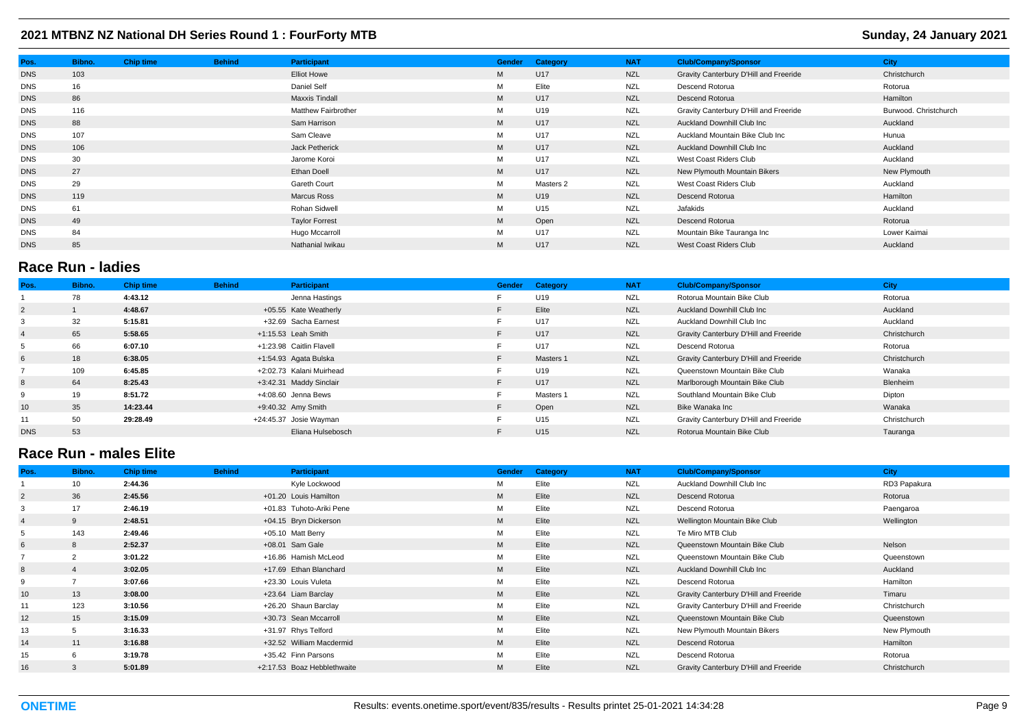## 2021 MTBNZ NZ National DH Series Round 1 : FourForty MTB

**Sunday, 24 January 2021**

| Pos. | Bibno. | Chip time | Behind | Participant | Gender | Category | NAT | Club/Company/Sponsor | City |
|---|---|---|---|---|---|---|---|---|---|
| DNS | 103 | | | Elliot Howe | M | U17 | NZL | Gravity Canterbury D'Hill and Freeride | Christchurch |
| DNS | 16 | | | Daniel Self | M | Elite | NZL | Descend Rotorua | Rotorua |
| DNS | 86 | | | Maxxis Tindall | M | U17 | NZL | Descend Rotorua | Hamilton |
| DNS | 116 | | | Matthew Fairbrother | M | U19 | NZL | Gravity Canterbury D'Hill and Freeride | Burwood. Christchurch |
| DNS | 88 | | | Sam Harrison | M | U17 | NZL | Auckland Downhill Club Inc | Auckland |
| DNS | 107 | | | Sam Cleave | M | U17 | NZL | Auckland Mountain Bike Club Inc | Hunua |
| DNS | 106 | | | Jack Petherick | M | U17 | NZL | Auckland Downhill Club Inc | Auckland |
| DNS | 30 | | | Jarome Koroi | M | U17 | NZL | West Coast Riders Club | Auckland |
| DNS | 27 | | | Ethan Doell | M | U17 | NZL | New Plymouth Mountain Bikers | New Plymouth |
| DNS | 29 | | | Gareth Court | M | Masters 2 | NZL | West Coast Riders Club | Auckland |
| DNS | 119 | | | Marcus Ross | M | U19 | NZL | Descend Rotorua | Hamilton |
| DNS | 61 | | | Rohan Sidwell | M | U15 | NZL | Jafakids | Auckland |
| DNS | 49 | | | Taylor Forrest | M | Open | NZL | Descend Rotorua | Rotorua |
| DNS | 84 | | | Hugo Mccarroll | M | U17 | NZL | Mountain Bike Tauranga Inc | Lower Kaimai |
| DNS | 85 | | | Nathanial Iwikau | M | U17 | NZL | West Coast Riders Club | Auckland |

## Race Run - ladies

| Pos. | Bibno. | Chip time | Behind | Participant | Gender | Category | NAT | Club/Company/Sponsor | City |
|---|---|---|---|---|---|---|---|---|---|
| 1 | 78 | **4:43.12** | | Jenna Hastings | F | U19 | NZL | Rotorua Mountain Bike Club | Rotorua |
| 2 | 1 | **4:48.67** | +05.55 | Kate Weatherly | F | Elite | NZL | Auckland Downhill Club Inc | Auckland |
| 3 | 32 | **5:15.81** | +32.69 | Sacha Earnest | F | U17 | NZL | Auckland Downhill Club Inc | Auckland |
| 4 | 65 | **5:58.65** | +1:15.53 | Leah Smith | F | U17 | NZL | Gravity Canterbury D'Hill and Freeride | Christchurch |
| 5 | 66 | **6:07.10** | +1:23.98 | Caitlin Flavell | F | U17 | NZL | Descend Rotorua | Rotorua |
| 6 | 18 | **6:38.05** | +1:54.93 | Agata Bulska | F | Masters 1 | NZL | Gravity Canterbury D'Hill and Freeride | Christchurch |
| 7 | 109 | **6:45.85** | +2:02.73 | Kalani Muirhead | F | U19 | NZL | Queenstown Mountain Bike Club | Wanaka |
| 8 | 64 | **8:25.43** | +3:42.31 | Maddy Sinclair | F | U17 | NZL | Marlborough Mountain Bike Club | Blenheim |
| 9 | 19 | **8:51.72** | +4:08.60 | Jenna Bews | F | Masters 1 | NZL | Southland Mountain Bike Club | Dipton |
| 10 | 35 | **14:23.44** | +9:40.32 | Amy Smith | F | Open | NZL | Bike Wanaka Inc | Wanaka |
| 11 | 50 | **29:28.49** | +24:45.37 | Josie Wayman | F | U15 | NZL | Gravity Canterbury D'Hill and Freeride | Christchurch |
| DNS | 53 | | | Eliana Hulsebosch | F | U15 | NZL | Rotorua Mountain Bike Club | Tauranga |

## Race Run - males Elite

| Pos. | Bibno. | Chip time | Behind | Participant | Gender | Category | NAT | Club/Company/Sponsor | City |
|---|---|---|---|---|---|---|---|---|---|
| 1 | 10 | **2:44.36** | | Kyle Lockwood | M | Elite | NZL | Auckland Downhill Club Inc | RD3 Papakura |
| 2 | 36 | **2:45.56** | +01.20 | Louis Hamilton | M | Elite | NZL | Descend Rotorua | Rotorua |
| 3 | 17 | **2:46.19** | +01.83 | Tuhoto-Ariki Pene | M | Elite | NZL | Descend Rotorua | Paengaroa |
| 4 | 9 | **2:48.51** | +04.15 | Bryn Dickerson | M | Elite | NZL | Wellington Mountain Bike Club | Wellington |
| 5 | 143 | **2:49.46** | +05.10 | Matt Berry | M | Elite | NZL | Te Miro MTB Club | |
| 6 | 8 | **2:52.37** | +08.01 | Sam Gale | M | Elite | NZL | Queenstown Mountain Bike Club | Nelson |
| 7 | 2 | **3:01.22** | +16.86 | Hamish McLeod | M | Elite | NZL | Queenstown Mountain Bike Club | Queenstown |
| 8 | 4 | **3:02.05** | +17.69 | Ethan Blanchard | M | Elite | NZL | Auckland Downhill Club Inc | Auckland |
| 9 | 7 | **3:07.66** | +23.30 | Louis Vuleta | M | Elite | NZL | Descend Rotorua | Hamilton |
| 10 | 13 | **3:08.00** | +23.64 | Liam Barclay | M | Elite | NZL | Gravity Canterbury D'Hill and Freeride | Timaru |
| 11 | 123 | **3:10.56** | +26.20 | Shaun Barclay | M | Elite | NZL | Gravity Canterbury D'Hill and Freeride | Christchurch |
| 12 | 15 | **3:15.09** | +30.73 | Sean Mccarroll | M | Elite | NZL | Queenstown Mountain Bike Club | Queenstown |
| 13 | 5 | **3:16.33** | +31.97 | Rhys Telford | M | Elite | NZL | New Plymouth Mountain Bikers | New Plymouth |
| 14 | 11 | **3:16.88** | +32.52 | William Macdermid | M | Elite | NZL | Descend Rotorua | Hamilton |
| 15 | 6 | **3:19.78** | +35.42 | Finn Parsons | M | Elite | NZL | Descend Rotorua | Rotorua |
| 16 | 3 | **5:01.89** | +2:17.53 | Boaz Hebblethwaite | M | Elite | NZL | Gravity Canterbury D'Hill and Freeride | Christchurch |

ONETIME — Results: events.onetime.sport/event/835/results - Results printet 25-01-2021 14:34:28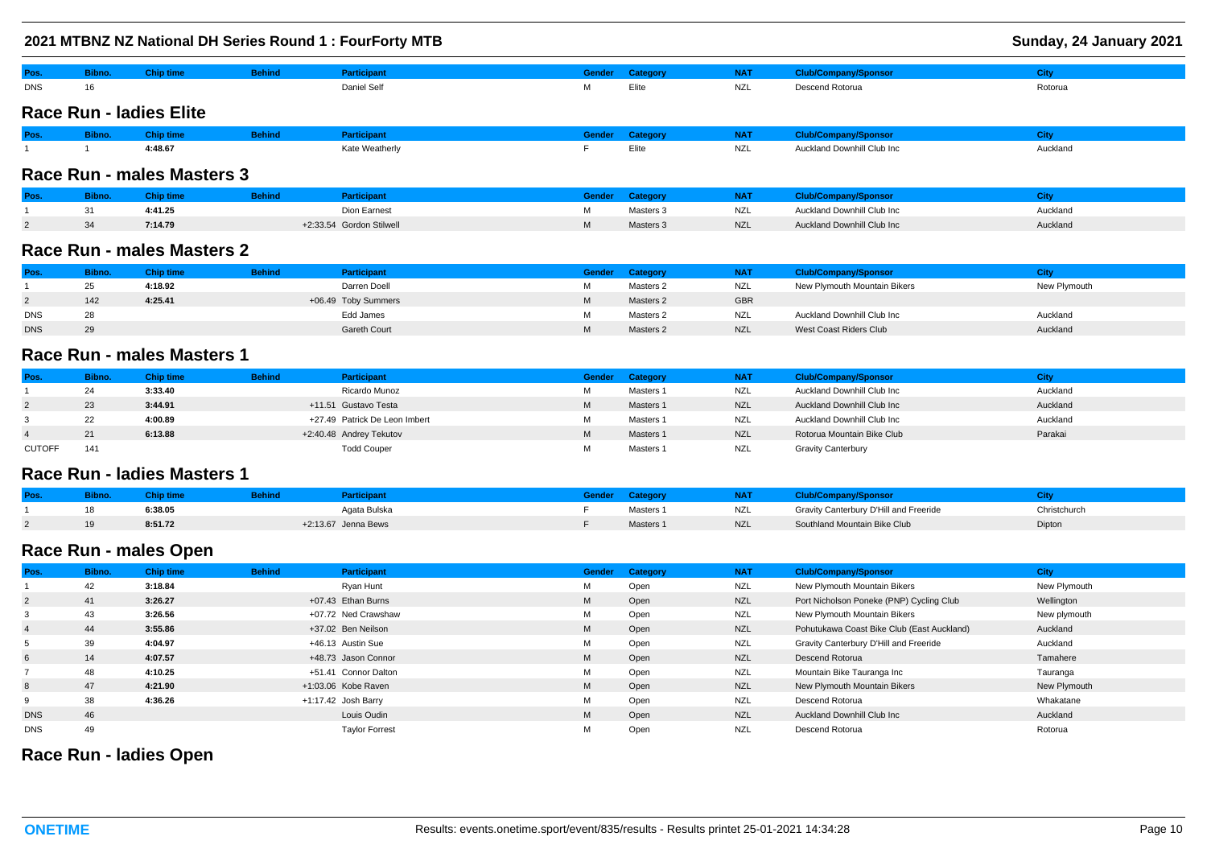| Pos. | Bibno. | Chip time | Behind | Participant | Gender | Category | NAT | Club/Company/Sponsor | City |
|---|---|---|---|---|---|---|---|---|---|
| DNS | 16 | | | Daniel Self | M | Elite | NZL | Descend Rotorua | Rotorua |

## Race Run - ladies Elite

| Pos. | Bibno. | Chip time | Behind | Participant | Gender | Category | NAT | Club/Company/Sponsor | City |
|---|---|---|---|---|---|---|---|---|---|
| 1 | 1 | 4:48.67 | | Kate Weatherly | F | Elite | NZL | Auckland Downhill Club Inc | Auckland |

## Race Run - males Masters 3

| Pos. | Bibno. | Chip time | Behind | Participant | Gender | Category | NAT | Club/Company/Sponsor | City |
|---|---|---|---|---|---|---|---|---|---|
| 1 | 31 | 4:41.25 | | Dion Earnest | M | Masters 3 | NZL | Auckland Downhill Club Inc | Auckland |
| 2 | 34 | 7:14.79 | +2:33.54 | Gordon Stilwell | M | Masters 3 | NZL | Auckland Downhill Club Inc | Auckland |

## Race Run - males Masters 2

| Pos. | Bibno. | Chip time | Behind | Participant | Gender | Category | NAT | Club/Company/Sponsor | City |
|---|---|---|---|---|---|---|---|---|---|
| 1 | 25 | 4:18.92 | | Darren Doell | M | Masters 2 | NZL | New Plymouth Mountain Bikers | New Plymouth |
| 2 | 142 | 4:25.41 | +06.49 | Toby Summers | M | Masters 2 | GBR | | |
| DNS | 28 | | | Edd James | M | Masters 2 | NZL | Auckland Downhill Club Inc | Auckland |
| DNS | 29 | | | Gareth Court | M | Masters 2 | NZL | West Coast Riders Club | Auckland |

## Race Run - males Masters 1

| Pos. | Bibno. | Chip time | Behind | Participant | Gender | Category | NAT | Club/Company/Sponsor | City |
|---|---|---|---|---|---|---|---|---|---|
| 1 | 24 | 3:33.40 | | Ricardo Munoz | M | Masters 1 | NZL | Auckland Downhill Club Inc | Auckland |
| 2 | 23 | 3:44.91 | +11.51 | Gustavo Testa | M | Masters 1 | NZL | Auckland Downhill Club Inc | Auckland |
| 3 | 22 | 4:00.89 | +27.49 | Patrick De Leon Imbert | M | Masters 1 | NZL | Auckland Downhill Club Inc | Auckland |
| 4 | 21 | 6:13.88 | +2:40.48 | Andrey Tekutov | M | Masters 1 | NZL | Rotorua Mountain Bike Club | Parakai |
| CUTOFF | 141 | | | Todd Couper | M | Masters 1 | NZL | Gravity Canterbury | |

## Race Run - ladies Masters 1

| Pos. | Bibno. | Chip time | Behind | Participant | Gender | Category | NAT | Club/Company/Sponsor | City |
|---|---|---|---|---|---|---|---|---|---|
| 1 | 18 | 6:38.05 | | Agata Bulska | F | Masters 1 | NZL | Gravity Canterbury D'Hill and Freeride | Christchurch |
| 2 | 19 | 8:51.72 | +2:13.67 | Jenna Bews | F | Masters 1 | NZL | Southland Mountain Bike Club | Dipton |

## Race Run - males Open

| Pos. | Bibno. | Chip time | Behind | Participant | Gender | Category | NAT | Club/Company/Sponsor | City |
|---|---|---|---|---|---|---|---|---|---|
| 1 | 42 | 3:18.84 | | Ryan Hunt | M | Open | NZL | New Plymouth Mountain Bikers | New Plymouth |
| 2 | 41 | 3:26.27 | +07.43 | Ethan Burns | M | Open | NZL | Port Nicholson Poneke (PNP) Cycling Club | Wellington |
| 3 | 43 | 3:26.56 | +07.72 | Ned Crawshaw | M | Open | NZL | New Plymouth Mountain Bikers | New plymouth |
| 4 | 44 | 3:55.86 | +37.02 | Ben Neilson | M | Open | NZL | Pohutukawa Coast Bike Club (East Auckland) | Auckland |
| 5 | 39 | 4:04.97 | +46.13 | Austin Sue | M | Open | NZL | Gravity Canterbury D'Hill and Freeride | Auckland |
| 6 | 14 | 4:07.57 | +48.73 | Jason Connor | M | Open | NZL | Descend Rotorua | Tamahere |
| 7 | 48 | 4:10.25 | +51.41 | Connor Dalton | M | Open | NZL | Mountain Bike Tauranga Inc | Tauranga |
| 8 | 47 | 4:21.90 | +1:03.06 | Kobe Raven | M | Open | NZL | New Plymouth Mountain Bikers | New Plymouth |
| 9 | 38 | 4:36.26 | +1:17.42 | Josh Barry | M | Open | NZL | Descend Rotorua | Whakatane |
| DNS | 46 | | | Louis Oudin | M | Open | NZL | Auckland Downhill Club Inc | Auckland |
| DNS | 49 | | | Taylor Forrest | M | Open | NZL | Descend Rotorua | Rotorua |

## Race Run - ladies Open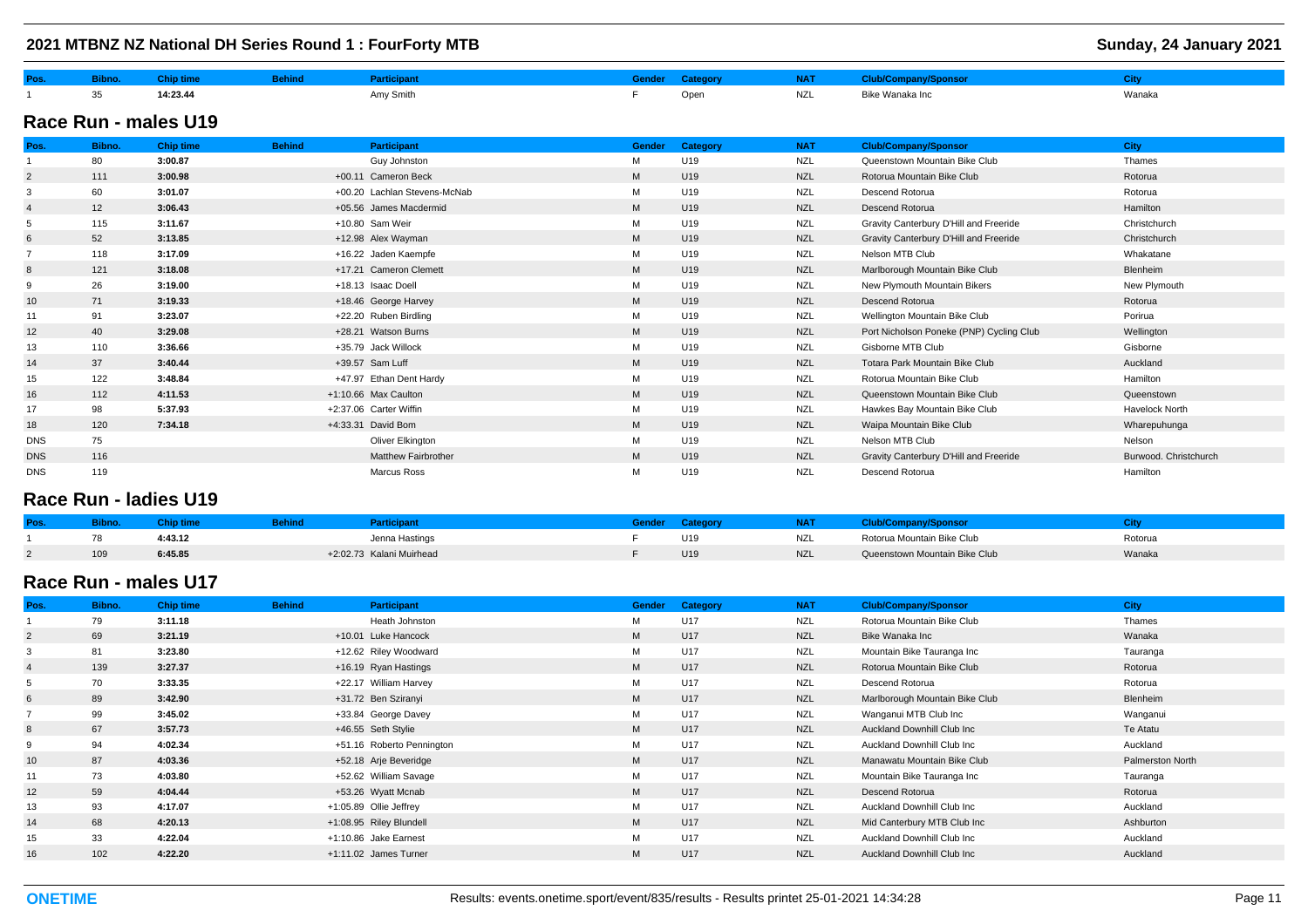| Pos. | Bibno. | Chip time | Behind | Participant | Gender | Category | NAT | Club/Company/Sponsor | City |
|---|---|---|---|---|---|---|---|---|---|
| 1 | 35 | 14:23.44 | | Amy Smith | F | Open | NZL | Bike Wanaka Inc | Wanaka |

## Race Run - males U19

| Pos. | Bibno. | Chip time | Behind | Participant | Gender | Category | NAT | Club/Company/Sponsor | City |
|---|---|---|---|---|---|---|---|---|---|
| 1 | 80 | 3:00.87 | | Guy Johnston | M | U19 | NZL | Queenstown Mountain Bike Club | Thames |
| 2 | 111 | 3:00.98 | +00.11 | Cameron Beck | M | U19 | NZL | Rotorua Mountain Bike Club | Rotorua |
| 3 | 60 | 3:01.07 | +00.20 | Lachlan Stevens-McNab | M | U19 | NZL | Descend Rotorua | Rotorua |
| 4 | 12 | 3:06.43 | +05.56 | James Macdermid | M | U19 | NZL | Descend Rotorua | Hamilton |
| 5 | 115 | 3:11.67 | +10.80 | Sam Weir | M | U19 | NZL | Gravity Canterbury D'Hill and Freeride | Christchurch |
| 6 | 52 | 3:13.85 | +12.98 | Alex Wayman | M | U19 | NZL | Gravity Canterbury D'Hill and Freeride | Christchurch |
| 7 | 118 | 3:17.09 | +16.22 | Jaden Kaempfe | M | U19 | NZL | Nelson MTB Club | Whakatane |
| 8 | 121 | 3:18.08 | +17.21 | Cameron Clemett | M | U19 | NZL | Marlborough Mountain Bike Club | Blenheim |
| 9 | 26 | 3:19.00 | +18.13 | Isaac Doell | M | U19 | NZL | New Plymouth Mountain Bikers | New Plymouth |
| 10 | 71 | 3:19.33 | +18.46 | George Harvey | M | U19 | NZL | Descend Rotorua | Rotorua |
| 11 | 91 | 3:23.07 | +22.20 | Ruben Birdling | M | U19 | NZL | Wellington Mountain Bike Club | Porirua |
| 12 | 40 | 3:29.08 | +28.21 | Watson Burns | M | U19 | NZL | Port Nicholson Poneke (PNP) Cycling Club | Wellington |
| 13 | 110 | 3:36.66 | +35.79 | Jack Willock | M | U19 | NZL | Gisborne MTB Club | Gisborne |
| 14 | 37 | 3:40.44 | +39.57 | Sam Luff | M | U19 | NZL | Totara Park Mountain Bike Club | Auckland |
| 15 | 122 | 3:48.84 | +47.97 | Ethan Dent Hardy | M | U19 | NZL | Rotorua Mountain Bike Club | Hamilton |
| 16 | 112 | 4:11.53 | +1:10.66 | Max Caulton | M | U19 | NZL | Queenstown Mountain Bike Club | Queenstown |
| 17 | 98 | 5:37.93 | +2:37.06 | Carter Wiffin | M | U19 | NZL | Hawkes Bay Mountain Bike Club | Havelock North |
| 18 | 120 | 7:34.18 | +4:33.31 | David Bom | M | U19 | NZL | Waipa Mountain Bike Club | Wharepuhunga |
| DNS | 75 | | | Oliver Elkington | M | U19 | NZL | Nelson MTB Club | Nelson |
| DNS | 116 | | | Matthew Fairbrother | M | U19 | NZL | Gravity Canterbury D'Hill and Freeride | Burwood. Christchurch |
| DNS | 119 | | | Marcus Ross | M | U19 | NZL | Descend Rotorua | Hamilton |

## Race Run - ladies U19

| Pos. | Bibno. | Chip time | Behind | Participant | Gender | Category | NAT | Club/Company/Sponsor | City |
|---|---|---|---|---|---|---|---|---|---|
| 1 | 78 | 4:43.12 | | Jenna Hastings | F | U19 | NZL | Rotorua Mountain Bike Club | Rotorua |
| 2 | 109 | 6:45.85 | +2:02.73 | Kalani Muirhead | F | U19 | NZL | Queenstown Mountain Bike Club | Wanaka |

## Race Run - males U17

| Pos. | Bibno. | Chip time | Behind | Participant | Gender | Category | NAT | Club/Company/Sponsor | City |
|---|---|---|---|---|---|---|---|---|---|
| 1 | 79 | 3:11.18 | | Heath Johnston | M | U17 | NZL | Rotorua Mountain Bike Club | Thames |
| 2 | 69 | 3:21.19 | +10.01 | Luke Hancock | M | U17 | NZL | Bike Wanaka Inc | Wanaka |
| 3 | 81 | 3:23.80 | +12.62 | Riley Woodward | M | U17 | NZL | Mountain Bike Tauranga Inc | Tauranga |
| 4 | 139 | 3:27.37 | +16.19 | Ryan Hastings | M | U17 | NZL | Rotorua Mountain Bike Club | Rotorua |
| 5 | 70 | 3:33.35 | +22.17 | William Harvey | M | U17 | NZL | Descend Rotorua | Rotorua |
| 6 | 89 | 3:42.90 | +31.72 | Ben Sziranyi | M | U17 | NZL | Marlborough Mountain Bike Club | Blenheim |
| 7 | 99 | 3:45.02 | +33.84 | George Davey | M | U17 | NZL | Wanganui MTB Club Inc | Wanganui |
| 8 | 67 | 3:57.73 | +46.55 | Seth Stylie | M | U17 | NZL | Auckland Downhill Club Inc | Te Atatu |
| 9 | 94 | 4:02.34 | +51.16 | Roberto Pennington | M | U17 | NZL | Auckland Downhill Club Inc | Auckland |
| 10 | 87 | 4:03.36 | +52.18 | Arje Beveridge | M | U17 | NZL | Manawatu Mountain Bike Club | Palmerston North |
| 11 | 73 | 4:03.80 | +52.62 | William Savage | M | U17 | NZL | Mountain Bike Tauranga Inc | Tauranga |
| 12 | 59 | 4:04.44 | +53.26 | Wyatt Mcnab | M | U17 | NZL | Descend Rotorua | Rotorua |
| 13 | 93 | 4:17.07 | +1:05.89 | Ollie Jeffrey | M | U17 | NZL | Auckland Downhill Club Inc | Auckland |
| 14 | 68 | 4:20.13 | +1:08.95 | Riley Blundell | M | U17 | NZL | Mid Canterbury MTB Club Inc | Ashburton |
| 15 | 33 | 4:22.04 | +1:10.86 | Jake Earnest | M | U17 | NZL | Auckland Downhill Club Inc | Auckland |
| 16 | 102 | 4:22.20 | +1:11.02 | James Turner | M | U17 | NZL | Auckland Downhill Club Inc | Auckland |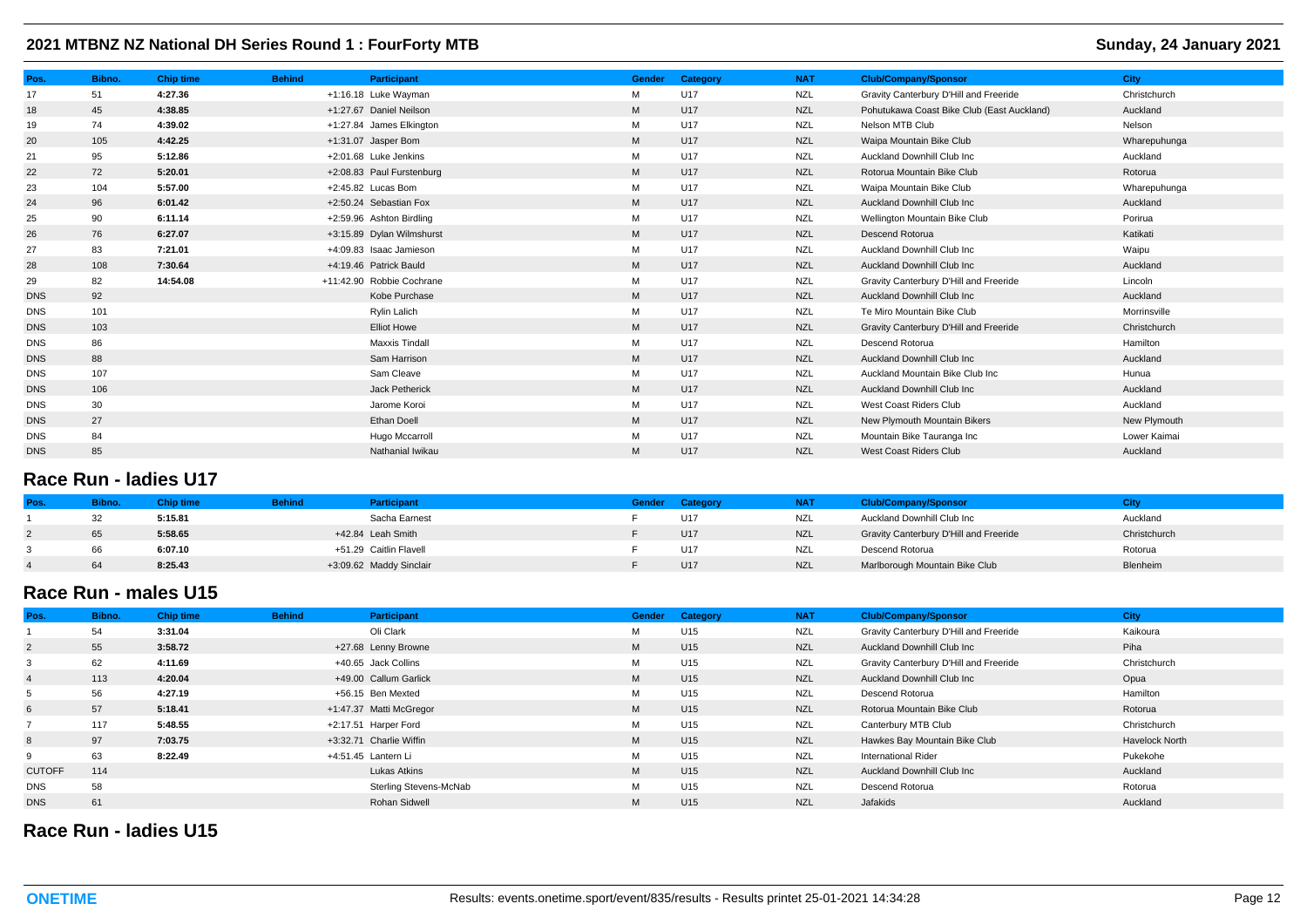| Pos. | Bibno. | Chip time | Behind | Participant | Gender | Category | NAT | Club/Company/Sponsor | City |
|---|---|---|---|---|---|---|---|---|---|
| 17 | 51 | **4:27.36** | +1:16.18 | Luke Wayman | M | U17 | NZL | Gravity Canterbury D'Hill and Freeride | Christchurch |
| 18 | 45 | **4:38.85** | +1:27.67 | Daniel Neilson | M | U17 | NZL | Pohutukawa Coast Bike Club (East Auckland) | Auckland |
| 19 | 74 | **4:39.02** | +1:27.84 | James Elkington | M | U17 | NZL | Nelson MTB Club | Nelson |
| 20 | 105 | **4:42.25** | +1:31.07 | Jasper Bom | M | U17 | NZL | Waipa Mountain Bike Club | Wharepuhunga |
| 21 | 95 | **5:12.86** | +2:01.68 | Luke Jenkins | M | U17 | NZL | Auckland Downhill Club Inc | Auckland |
| 22 | 72 | **5:20.01** | +2:08.83 | Paul Furstenburg | M | U17 | NZL | Rotorua Mountain Bike Club | Rotorua |
| 23 | 104 | **5:57.00** | +2:45.82 | Lucas Bom | M | U17 | NZL | Waipa Mountain Bike Club | Wharepuhunga |
| 24 | 96 | **6:01.42** | +2:50.24 | Sebastian Fox | M | U17 | NZL | Auckland Downhill Club Inc | Auckland |
| 25 | 90 | **6:11.14** | +2:59.96 | Ashton Birdling | M | U17 | NZL | Wellington Mountain Bike Club | Porirua |
| 26 | 76 | **6:27.07** | +3:15.89 | Dylan Wilmshurst | M | U17 | NZL | Descend Rotorua | Katikati |
| 27 | 83 | **7:21.01** | +4:09.83 | Isaac Jamieson | M | U17 | NZL | Auckland Downhill Club Inc | Waipu |
| 28 | 108 | **7:30.64** | +4:19.46 | Patrick Bauld | M | U17 | NZL | Auckland Downhill Club Inc | Auckland |
| 29 | 82 | **14:54.08** | +11:42.90 | Robbie Cochrane | M | U17 | NZL | Gravity Canterbury D'Hill and Freeride | Lincoln |
| DNS | 92 | | | Kobe Purchase | M | U17 | NZL | Auckland Downhill Club Inc | Auckland |
| DNS | 101 | | | Rylin Lalich | M | U17 | NZL | Te Miro Mountain Bike Club | Morrinsville |
| DNS | 103 | | | Elliot Howe | M | U17 | NZL | Gravity Canterbury D'Hill and Freeride | Christchurch |
| DNS | 86 | | | Maxxis Tindall | M | U17 | NZL | Descend Rotorua | Hamilton |
| DNS | 88 | | | Sam Harrison | M | U17 | NZL | Auckland Downhill Club Inc | Auckland |
| DNS | 107 | | | Sam Cleave | M | U17 | NZL | Auckland Mountain Bike Club Inc | Hunua |
| DNS | 106 | | | Jack Petherick | M | U17 | NZL | Auckland Downhill Club Inc | Auckland |
| DNS | 30 | | | Jarome Koroi | M | U17 | NZL | West Coast Riders Club | Auckland |
| DNS | 27 | | | Ethan Doell | M | U17 | NZL | New Plymouth Mountain Bikers | New Plymouth |
| DNS | 84 | | | Hugo Mccarroll | M | U17 | NZL | Mountain Bike Tauranga Inc | Lower Kaimai |
| DNS | 85 | | | Nathanial Iwikau | M | U17 | NZL | West Coast Riders Club | Auckland |

## Race Run - ladies U17

| Pos. | Bibno. | Chip time | Behind | Participant | Gender | Category | NAT | Club/Company/Sponsor | City |
|---|---|---|---|---|---|---|---|---|---|
| 1 | 32 | **5:15.81** | | Sacha Earnest | F | U17 | NZL | Auckland Downhill Club Inc | Auckland |
| 2 | 65 | **5:58.65** | +42.84 | Leah Smith | F | U17 | NZL | Gravity Canterbury D'Hill and Freeride | Christchurch |
| 3 | 66 | **6:07.10** | +51.29 | Caitlin Flavell | F | U17 | NZL | Descend Rotorua | Rotorua |
| 4 | 64 | **8:25.43** | +3:09.62 | Maddy Sinclair | F | U17 | NZL | Marlborough Mountain Bike Club | Blenheim |

## Race Run - males U15

| Pos. | Bibno. | Chip time | Behind | Participant | Gender | Category | NAT | Club/Company/Sponsor | City |
|---|---|---|---|---|---|---|---|---|---|
| 1 | 54 | **3:31.04** | | Oli Clark | M | U15 | NZL | Gravity Canterbury D'Hill and Freeride | Kaikoura |
| 2 | 55 | **3:58.72** | +27.68 | Lenny Browne | M | U15 | NZL | Auckland Downhill Club Inc | Piha |
| 3 | 62 | **4:11.69** | +40.65 | Jack Collins | M | U15 | NZL | Gravity Canterbury D'Hill and Freeride | Christchurch |
| 4 | 113 | **4:20.04** | +49.00 | Callum Garlick | M | U15 | NZL | Auckland Downhill Club Inc | Opua |
| 5 | 56 | **4:27.19** | +56.15 | Ben Mexted | M | U15 | NZL | Descend Rotorua | Hamilton |
| 6 | 57 | **5:18.41** | +1:47.37 | Matti McGregor | M | U15 | NZL | Rotorua Mountain Bike Club | Rotorua |
| 7 | 117 | **5:48.55** | +2:17.51 | Harper Ford | M | U15 | NZL | Canterbury MTB Club | Christchurch |
| 8 | 97 | **7:03.75** | +3:32.71 | Charlie Wiffin | M | U15 | NZL | Hawkes Bay Mountain Bike Club | Havelock North |
| 9 | 63 | **8:22.49** | +4:51.45 | Lantern Li | M | U15 | NZL | International Rider | Pukekohe |
| CUTOFF | 114 | | | Lukas Atkins | M | U15 | NZL | Auckland Downhill Club Inc | Auckland |
| DNS | 58 | | | Sterling Stevens-McNab | M | U15 | NZL | Descend Rotorua | Rotorua |
| DNS | 61 | | | Rohan Sidwell | M | U15 | NZL | Jafakids | Auckland |

## Race Run - ladies U15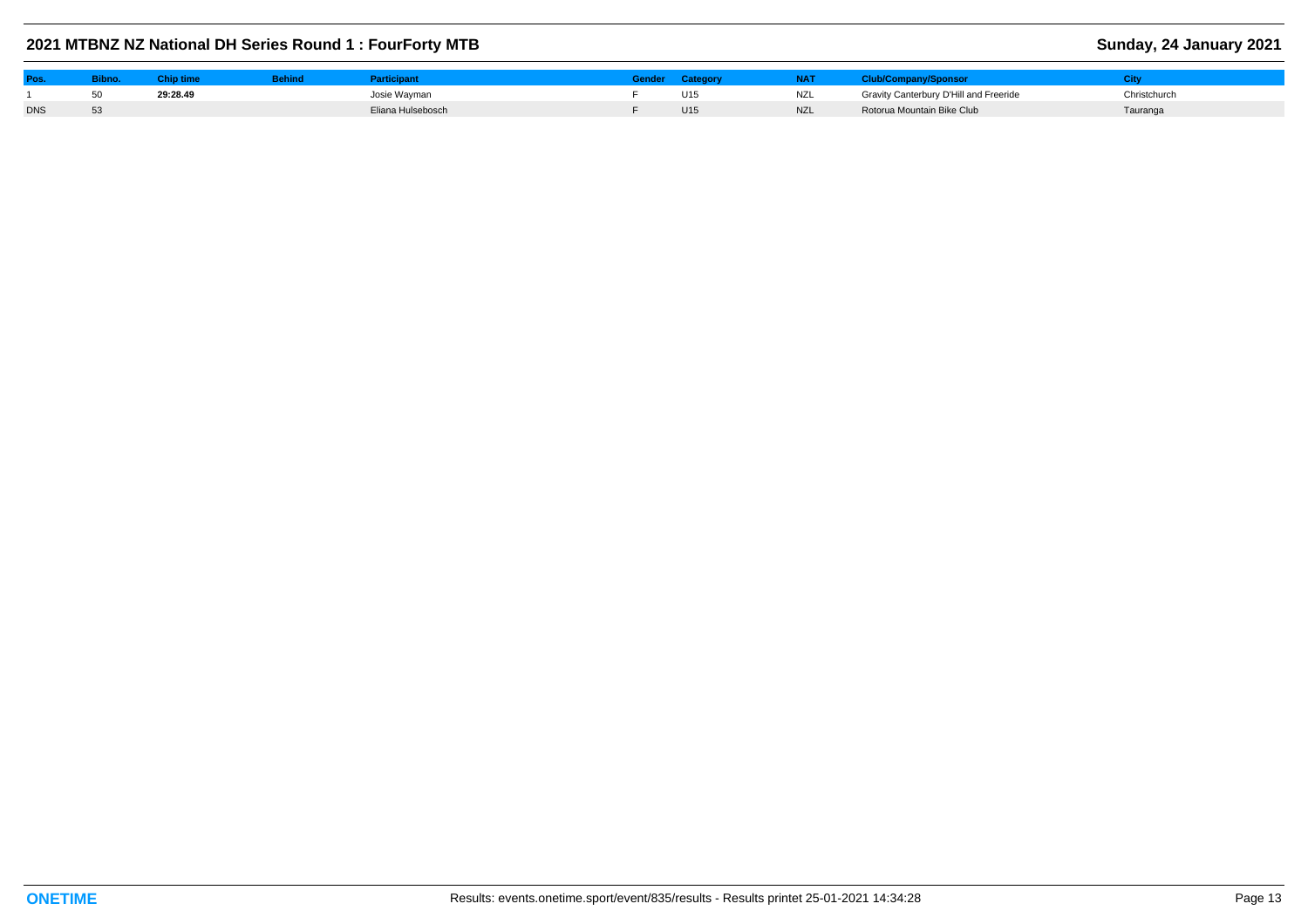| Pos. | Bibno. | Chip time | Behind | Participant | Gender | Category | NAT | Club/Company/Sponsor | City |
|---|---|---|---|---|---|---|---|---|---|
| 1 | 50 | **29:28.49** | | Josie Wayman | F | U15 | NZL | Gravity Canterbury D'Hill and Freeride | Christchurch |
| DNS | 53 | | | Eliana Hulsebosch | F | U15 | NZL | Rotorua Mountain Bike Club | Tauranga |